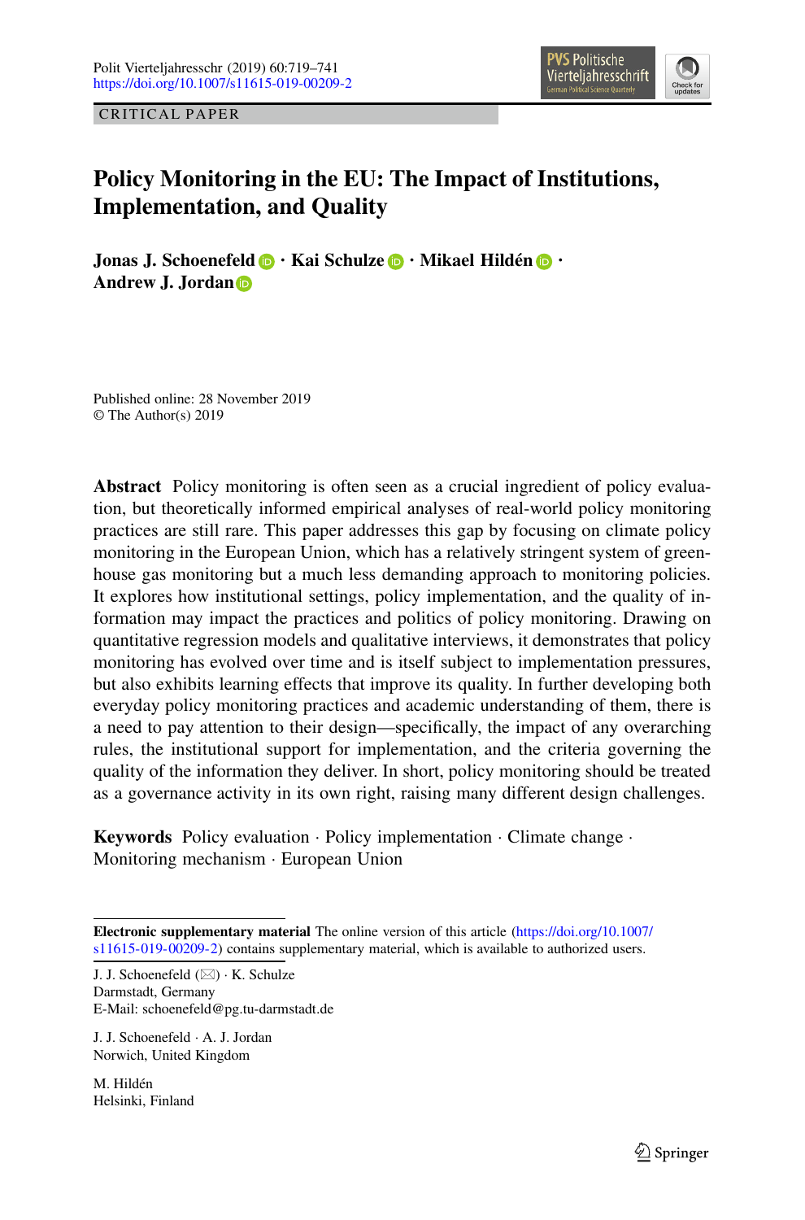CRITICAL PAPER

# Policy Monitoring in the EU: The Impact of Institutions, Implementation, and Quality

**Jonas J. Schoenefeld · Kai Schulze · Mikael Hildén · Andrew J. Jordan**

Published online: 28 November 2019
© The Author(s) 2019

**Abstract** Policy monitoring is often seen as a crucial ingredient of policy evaluation, but theoretically informed empirical analyses of real-world policy monitoring practices are still rare. This paper addresses this gap by focusing on climate policy monitoring in the European Union, which has a relatively stringent system of greenhouse gas monitoring but a much less demanding approach to monitoring policies. It explores how institutional settings, policy implementation, and the quality of information may impact the practices and politics of policy monitoring. Drawing on quantitative regression models and qualitative interviews, it demonstrates that policy monitoring has evolved over time and is itself subject to implementation pressures, but also exhibits learning effects that improve its quality. In further developing both everyday policy monitoring practices and academic understanding of them, there is a need to pay attention to their design—specifically, the impact of any overarching rules, the institutional support for implementation, and the criteria governing the quality of the information they deliver. In short, policy monitoring should be treated as a governance activity in its own right, raising many different design challenges.

**Keywords** Policy evaluation · Policy implementation · Climate change · Monitoring mechanism · European Union

---

**Electronic supplementary material** The online version of this article (https://doi.org/10.1007/s11615-019-00209-2) contains supplementary material, which is available to authorized users.

J. J. Schoenefeld (✉) · K. Schulze
Darmstadt, Germany
E-Mail: schoenefeld@pg.tu-darmstadt.de

J. J. Schoenefeld · A. J. Jordan
Norwich, United Kingdom

M. Hildén
Helsinki, Finland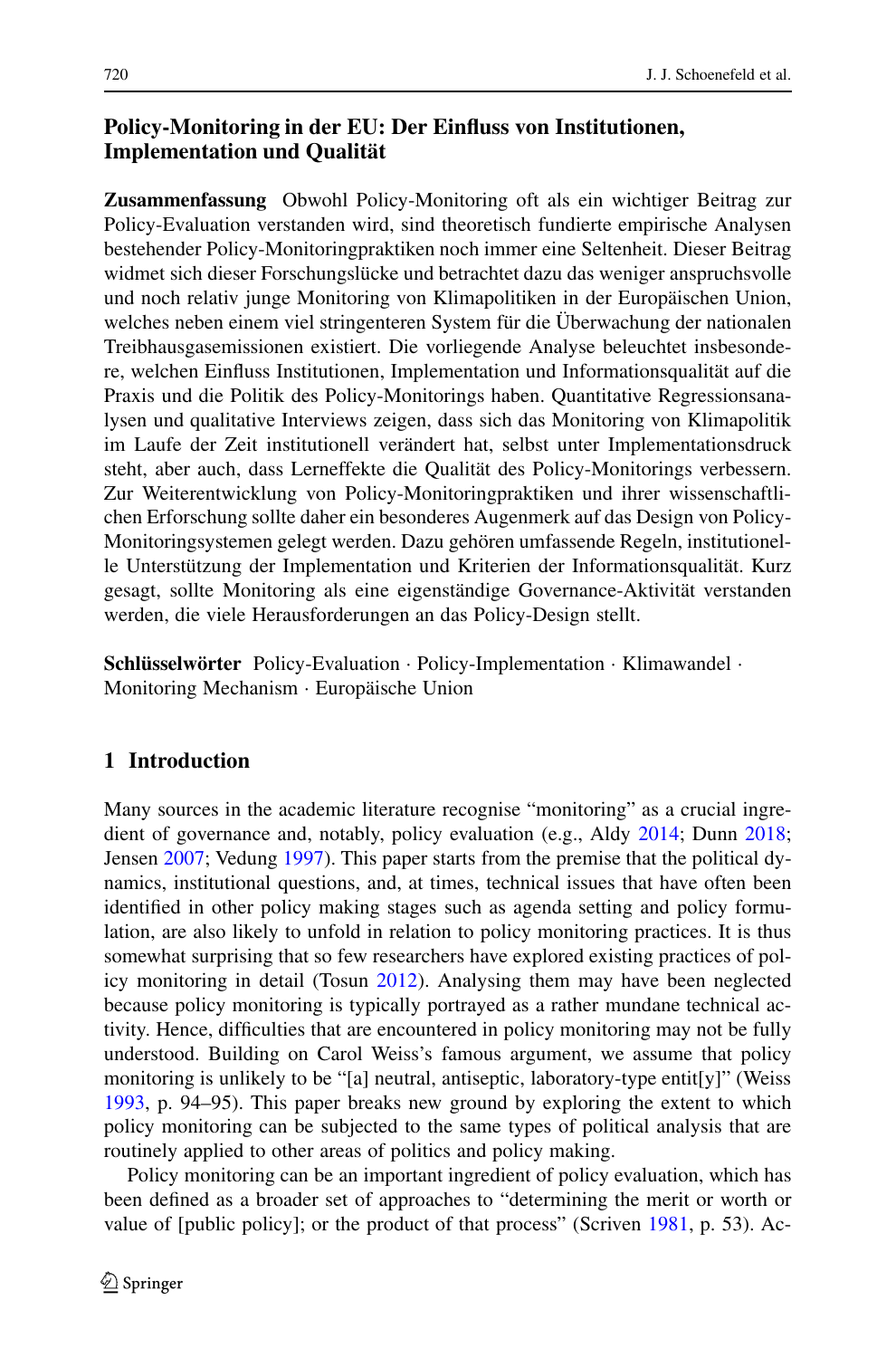## Policy-Monitoring in der EU: Der Einfluss von Institutionen, Implementation und Qualität

**Zusammenfassung** Obwohl Policy-Monitoring oft als ein wichtiger Beitrag zur Policy-Evaluation verstanden wird, sind theoretisch fundierte empirische Analysen bestehender Policy-Monitoringpraktiken noch immer eine Seltenheit. Dieser Beitrag widmet sich dieser Forschungslücke und betrachtet dazu das weniger anspruchsvolle und noch relativ junge Monitoring von Klimapolitiken in der Europäischen Union, welches neben einem viel stringenteren System für die Überwachung der nationalen Treibhausgasemissionen existiert. Die vorliegende Analyse beleuchtet insbesondere, welchen Einfluss Institutionen, Implementation und Informationsqualität auf die Praxis und die Politik des Policy-Monitorings haben. Quantitative Regressionsanalysen und qualitative Interviews zeigen, dass sich das Monitoring von Klimapolitik im Laufe der Zeit institutionell verändert hat, selbst unter Implementationsdruck steht, aber auch, dass Lerneffekte die Qualität des Policy-Monitorings verbessern. Zur Weiterentwicklung von Policy-Monitoringpraktiken und ihrer wissenschaftlichen Erforschung sollte daher ein besonderes Augenmerk auf das Design von Policy-Monitoringsystemen gelegt werden. Dazu gehören umfassende Regeln, institutionelle Unterstützung der Implementation und Kriterien der Informationsqualität. Kurz gesagt, sollte Monitoring als eine eigenständige Governance-Aktivität verstanden werden, die viele Herausforderungen an das Policy-Design stellt.

**Schlüsselwörter** Policy-Evaluation · Policy-Implementation · Klimawandel · Monitoring Mechanism · Europäische Union

## 1 Introduction

Many sources in the academic literature recognise "monitoring" as a crucial ingredient of governance and, notably, policy evaluation (e.g., Aldy 2014; Dunn 2018; Jensen 2007; Vedung 1997). This paper starts from the premise that the political dynamics, institutional questions, and, at times, technical issues that have often been identified in other policy making stages such as agenda setting and policy formulation, are also likely to unfold in relation to policy monitoring practices. It is thus somewhat surprising that so few researchers have explored existing practices of policy monitoring in detail (Tosun 2012). Analysing them may have been neglected because policy monitoring is typically portrayed as a rather mundane technical activity. Hence, difficulties that are encountered in policy monitoring may not be fully understood. Building on Carol Weiss's famous argument, we assume that policy monitoring is unlikely to be "[a] neutral, antiseptic, laboratory-type entit[y]" (Weiss 1993, p. 94–95). This paper breaks new ground by exploring the extent to which policy monitoring can be subjected to the same types of political analysis that are routinely applied to other areas of politics and policy making.

Policy monitoring can be an important ingredient of policy evaluation, which has been defined as a broader set of approaches to "determining the merit or worth or value of [public policy]; or the product of that process" (Scriven 1981, p. 53). Ac-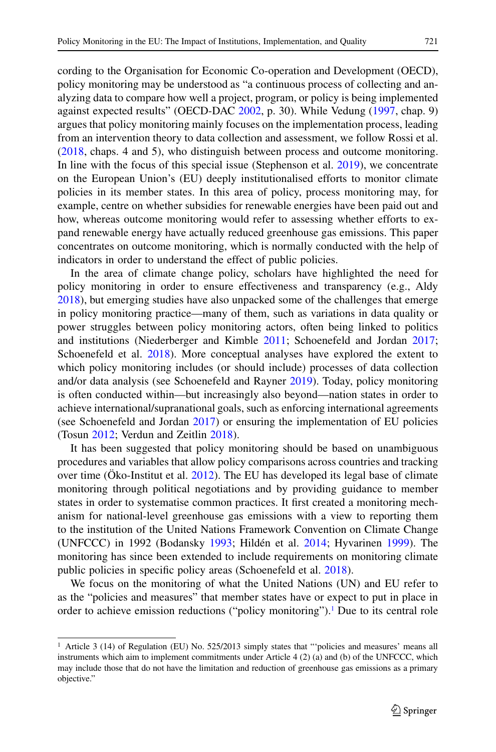cording to the Organisation for Economic Co-operation and Development (OECD), policy monitoring may be understood as "a continuous process of collecting and analyzing data to compare how well a project, program, or policy is being implemented against expected results" (OECD-DAC 2002, p. 30). While Vedung (1997, chap. 9) argues that policy monitoring mainly focuses on the implementation process, leading from an intervention theory to data collection and assessment, we follow Rossi et al. (2018, chaps. 4 and 5), who distinguish between process and outcome monitoring. In line with the focus of this special issue (Stephenson et al. 2019), we concentrate on the European Union's (EU) deeply institutionalised efforts to monitor climate policies in its member states. In this area of policy, process monitoring may, for example, centre on whether subsidies for renewable energies have been paid out and how, whereas outcome monitoring would refer to assessing whether efforts to expand renewable energy have actually reduced greenhouse gas emissions. This paper concentrates on outcome monitoring, which is normally conducted with the help of indicators in order to understand the effect of public policies.

In the area of climate change policy, scholars have highlighted the need for policy monitoring in order to ensure effectiveness and transparency (e.g., Aldy 2018), but emerging studies have also unpacked some of the challenges that emerge in policy monitoring practice—many of them, such as variations in data quality or power struggles between policy monitoring actors, often being linked to politics and institutions (Niederberger and Kimble 2011; Schoenefeld and Jordan 2017; Schoenefeld et al. 2018). More conceptual analyses have explored the extent to which policy monitoring includes (or should include) processes of data collection and/or data analysis (see Schoenefeld and Rayner 2019). Today, policy monitoring is often conducted within—but increasingly also beyond—nation states in order to achieve international/supranational goals, such as enforcing international agreements (see Schoenefeld and Jordan 2017) or ensuring the implementation of EU policies (Tosun 2012; Verdun and Zeitlin 2018).

It has been suggested that policy monitoring should be based on unambiguous procedures and variables that allow policy comparisons across countries and tracking over time (Öko-Institut et al. 2012). The EU has developed its legal base of climate monitoring through political negotiations and by providing guidance to member states in order to systematise common practices. It first created a monitoring mechanism for national-level greenhouse gas emissions with a view to reporting them to the institution of the United Nations Framework Convention on Climate Change (UNFCCC) in 1992 (Bodansky 1993; Hildén et al. 2014; Hyvarinen 1999). The monitoring has since been extended to include requirements on monitoring climate public policies in specific policy areas (Schoenefeld et al. 2018).

We focus on the monitoring of what the United Nations (UN) and EU refer to as the "policies and measures" that member states have or expect to put in place in order to achieve emission reductions ("policy monitoring").[1] Due to its central role

[1] Article 3 (14) of Regulation (EU) No. 525/2013 simply states that "'policies and measures' means all instruments which aim to implement commitments under Article 4 (2) (a) and (b) of the UNFCCC, which may include those that do not have the limitation and reduction of greenhouse gas emissions as a primary objective."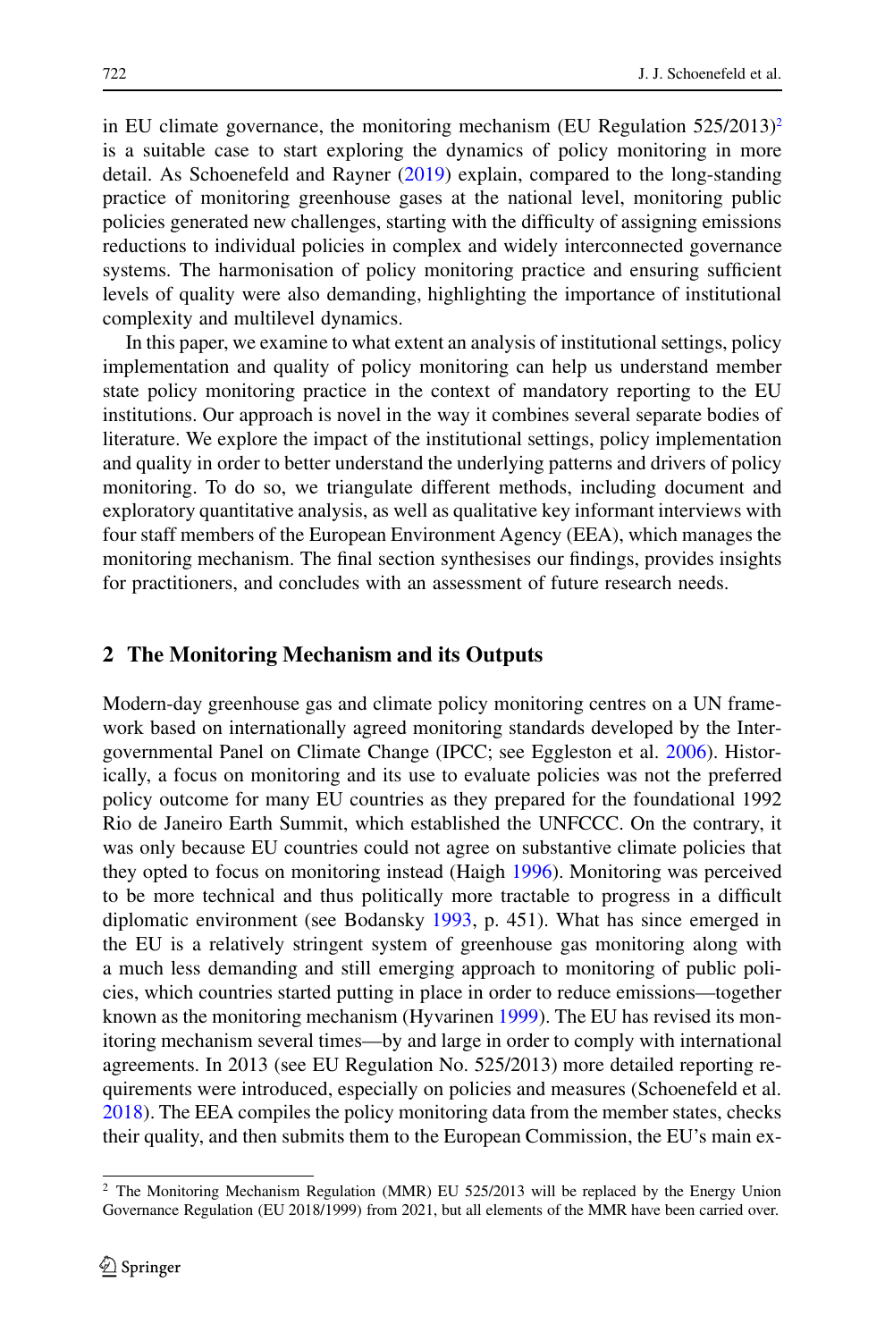in EU climate governance, the monitoring mechanism (EU Regulation 525/2013)[2] is a suitable case to start exploring the dynamics of policy monitoring in more detail. As Schoenefeld and Rayner (2019) explain, compared to the long-standing practice of monitoring greenhouse gases at the national level, monitoring public policies generated new challenges, starting with the difficulty of assigning emissions reductions to individual policies in complex and widely interconnected governance systems. The harmonisation of policy monitoring practice and ensuring sufficient levels of quality were also demanding, highlighting the importance of institutional complexity and multilevel dynamics.

In this paper, we examine to what extent an analysis of institutional settings, policy implementation and quality of policy monitoring can help us understand member state policy monitoring practice in the context of mandatory reporting to the EU institutions. Our approach is novel in the way it combines several separate bodies of literature. We explore the impact of the institutional settings, policy implementation and quality in order to better understand the underlying patterns and drivers of policy monitoring. To do so, we triangulate different methods, including document and exploratory quantitative analysis, as well as qualitative key informant interviews with four staff members of the European Environment Agency (EEA), which manages the monitoring mechanism. The final section synthesises our findings, provides insights for practitioners, and concludes with an assessment of future research needs.

## 2 The Monitoring Mechanism and its Outputs

Modern-day greenhouse gas and climate policy monitoring centres on a UN framework based on internationally agreed monitoring standards developed by the Intergovernmental Panel on Climate Change (IPCC; see Eggleston et al. 2006). Historically, a focus on monitoring and its use to evaluate policies was not the preferred policy outcome for many EU countries as they prepared for the foundational 1992 Rio de Janeiro Earth Summit, which established the UNFCCC. On the contrary, it was only because EU countries could not agree on substantive climate policies that they opted to focus on monitoring instead (Haigh 1996). Monitoring was perceived to be more technical and thus politically more tractable to progress in a difficult diplomatic environment (see Bodansky 1993, p. 451). What has since emerged in the EU is a relatively stringent system of greenhouse gas monitoring along with a much less demanding and still emerging approach to monitoring of public policies, which countries started putting in place in order to reduce emissions—together known as the monitoring mechanism (Hyvarinen 1999). The EU has revised its monitoring mechanism several times—by and large in order to comply with international agreements. In 2013 (see EU Regulation No. 525/2013) more detailed reporting requirements were introduced, especially on policies and measures (Schoenefeld et al. 2018). The EEA compiles the policy monitoring data from the member states, checks their quality, and then submits them to the European Commission, the EU's main ex-

[2] The Monitoring Mechanism Regulation (MMR) EU 525/2013 will be replaced by the Energy Union Governance Regulation (EU 2018/1999) from 2021, but all elements of the MMR have been carried over.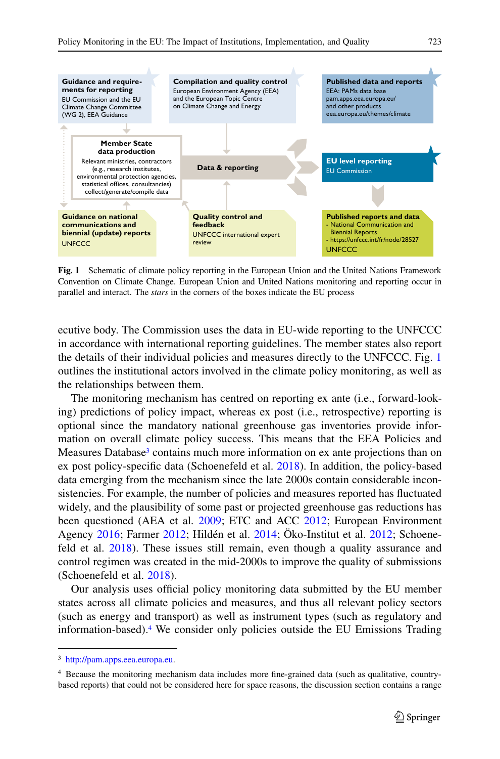**Guidance and requirements for reporting**
EU Commission and the EU Climate Change Committee (WG 2), EEA Guidance

**Compilation and quality control**
European Environment Agency (EEA) and the European Topic Centre on Climate Change and Energy

**Published data and reports**
EEA: PAMs data base
pam.apps.eea.europa.eu/
and other products
eea.europa.eu/themes/climate

**Member State data production**
Relevant ministries, contractors (e.g., research institutes, environmental protection agencies, statistical offices, consultancies) collect/generate/compile data

**Data & reporting**

**EU level reporting**
EU Commission

**Guidance on national communications and biennial (update) reports**
UNFCCC

**Quality control and feedback**
UNFCCC international expert review

**Published reports and data**
- National Communication and Biennial Reports
- https://unfccc.int/fr/node/28527
UNFCCC

**Fig. 1** Schematic of climate policy reporting in the European Union and the United Nations Framework Convention on Climate Change. European Union and United Nations monitoring and reporting occur in parallel and interact. The *stars* in the corners of the boxes indicate the EU process

ecutive body. The Commission uses the data in EU-wide reporting to the UNFCCC in accordance with international reporting guidelines. The member states also report the details of their individual policies and measures directly to the UNFCCC. Fig. 1 outlines the institutional actors involved in the climate policy monitoring, as well as the relationships between them.

The monitoring mechanism has centred on reporting ex ante (i.e., forward-looking) predictions of policy impact, whereas ex post (i.e., retrospective) reporting is optional since the mandatory national greenhouse gas inventories provide information on overall climate policy success. This means that the EEA Policies and Measures Database[3] contains much more information on ex ante projections than on ex post policy-specific data (Schoenefeld et al. 2018). In addition, the policy-based data emerging from the mechanism since the late 2000s contain considerable inconsistencies. For example, the number of policies and measures reported has fluctuated widely, and the plausibility of some past or projected greenhouse gas reductions has been questioned (AEA et al. 2009; ETC and ACC 2012; European Environment Agency 2016; Farmer 2012; Hildén et al. 2014; Öko-Institut et al. 2012; Schoenefeld et al. 2018). These issues still remain, even though a quality assurance and control regimen was created in the mid-2000s to improve the quality of submissions (Schoenefeld et al. 2018).

Our analysis uses official policy monitoring data submitted by the EU member states across all climate policies and measures, and thus all relevant policy sectors (such as energy and transport) as well as instrument types (such as regulatory and information-based).[4] We consider only policies outside the EU Emissions Trading

---

[3] http://pam.apps.eea.europa.eu.

[4] Because the monitoring mechanism data includes more fine-grained data (such as qualitative, country-based reports) that could not be considered here for space reasons, the discussion section contains a range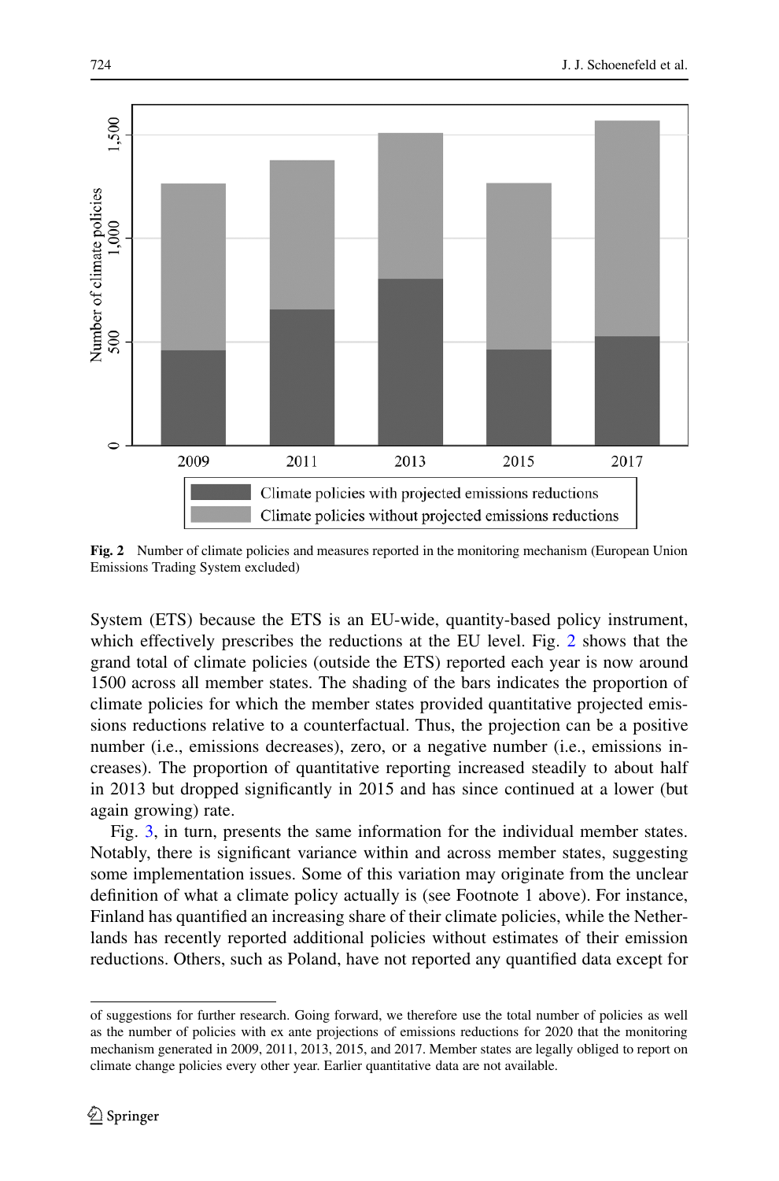Fig. 2 Number of climate policies and measures reported in the monitoring mechanism (European Union Emissions Trading System excluded)

System (ETS) because the ETS is an EU-wide, quantity-based policy instrument, which effectively prescribes the reductions at the EU level. Fig. 2 shows that the grand total of climate policies (outside the ETS) reported each year is now around 1500 across all member states. The shading of the bars indicates the proportion of climate policies for which the member states provided quantitative projected emissions reductions relative to a counterfactual. Thus, the projection can be a positive number (i.e., emissions decreases), zero, or a negative number (i.e., emissions increases). The proportion of quantitative reporting increased steadily to about half in 2013 but dropped significantly in 2015 and has since continued at a lower (but again growing) rate.

Fig. 3, in turn, presents the same information for the individual member states. Notably, there is significant variance within and across member states, suggesting some implementation issues. Some of this variation may originate from the unclear definition of what a climate policy actually is (see Footnote 1 above). For instance, Finland has quantified an increasing share of their climate policies, while the Netherlands has recently reported additional policies without estimates of their emission reductions. Others, such as Poland, have not reported any quantified data except for

of suggestions for further research. Going forward, we therefore use the total number of policies as well as the number of policies with ex ante projections of emissions reductions for 2020 that the monitoring mechanism generated in 2009, 2011, 2013, 2015, and 2017. Member states are legally obliged to report on climate change policies every other year. Earlier quantitative data are not available.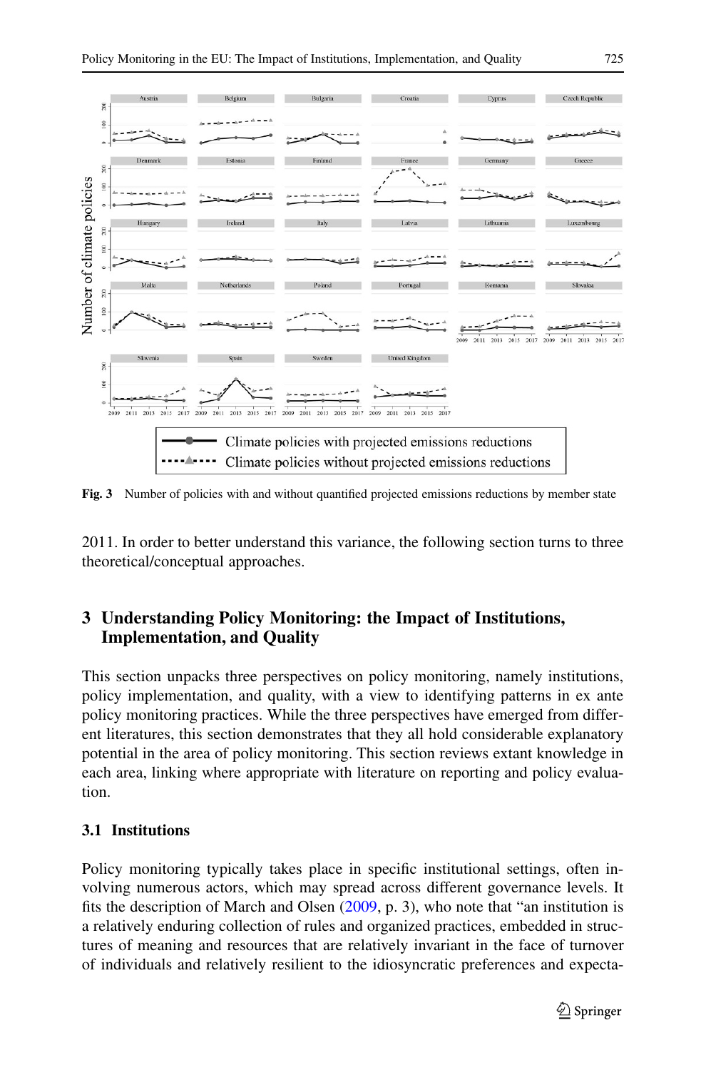Fig. 3 Number of policies with and without quantified projected emissions reductions by member state

2011. In order to better understand this variance, the following section turns to three theoretical/conceptual approaches.

## 3 Understanding Policy Monitoring: the Impact of Institutions, Implementation, and Quality

This section unpacks three perspectives on policy monitoring, namely institutions, policy implementation, and quality, with a view to identifying patterns in ex ante policy monitoring practices. While the three perspectives have emerged from different literatures, this section demonstrates that they all hold considerable explanatory potential in the area of policy monitoring. This section reviews extant knowledge in each area, linking where appropriate with literature on reporting and policy evaluation.

### 3.1 Institutions

Policy monitoring typically takes place in specific institutional settings, often involving numerous actors, which may spread across different governance levels. It fits the description of March and Olsen (2009, p. 3), who note that "an institution is a relatively enduring collection of rules and organized practices, embedded in structures of meaning and resources that are relatively invariant in the face of turnover of individuals and relatively resilient to the idiosyncratic preferences and expecta-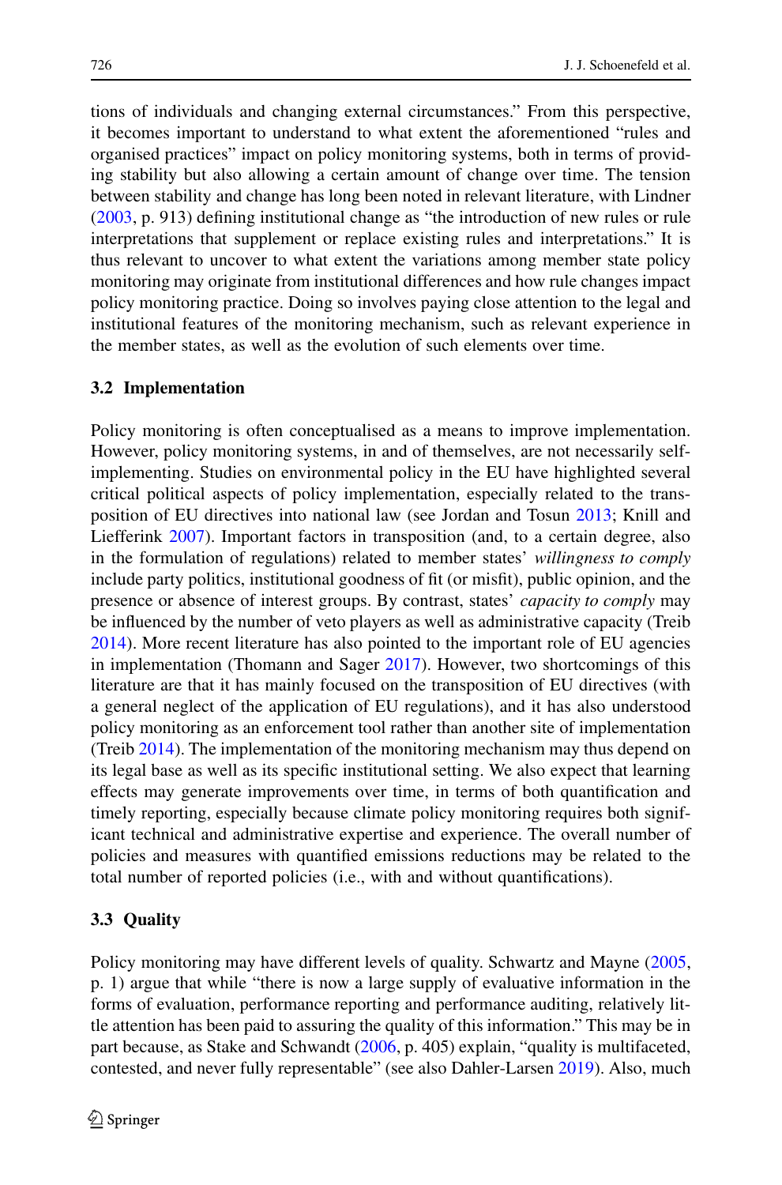tions of individuals and changing external circumstances." From this perspective, it becomes important to understand to what extent the aforementioned "rules and organised practices" impact on policy monitoring systems, both in terms of providing stability but also allowing a certain amount of change over time. The tension between stability and change has long been noted in relevant literature, with Lindner (2003, p. 913) defining institutional change as "the introduction of new rules or rule interpretations that supplement or replace existing rules and interpretations." It is thus relevant to uncover to what extent the variations among member state policy monitoring may originate from institutional differences and how rule changes impact policy monitoring practice. Doing so involves paying close attention to the legal and institutional features of the monitoring mechanism, such as relevant experience in the member states, as well as the evolution of such elements over time.

### 3.2 Implementation

Policy monitoring is often conceptualised as a means to improve implementation. However, policy monitoring systems, in and of themselves, are not necessarily self-implementing. Studies on environmental policy in the EU have highlighted several critical political aspects of policy implementation, especially related to the transposition of EU directives into national law (see Jordan and Tosun 2013; Knill and Liefferink 2007). Important factors in transposition (and, to a certain degree, also in the formulation of regulations) related to member states' *willingness to comply* include party politics, institutional goodness of fit (or misfit), public opinion, and the presence or absence of interest groups. By contrast, states' *capacity to comply* may be influenced by the number of veto players as well as administrative capacity (Treib 2014). More recent literature has also pointed to the important role of EU agencies in implementation (Thomann and Sager 2017). However, two shortcomings of this literature are that it has mainly focused on the transposition of EU directives (with a general neglect of the application of EU regulations), and it has also understood policy monitoring as an enforcement tool rather than another site of implementation (Treib 2014). The implementation of the monitoring mechanism may thus depend on its legal base as well as its specific institutional setting. We also expect that learning effects may generate improvements over time, in terms of both quantification and timely reporting, especially because climate policy monitoring requires both significant technical and administrative expertise and experience. The overall number of policies and measures with quantified emissions reductions may be related to the total number of reported policies (i.e., with and without quantifications).

### 3.3 Quality

Policy monitoring may have different levels of quality. Schwartz and Mayne (2005, p. 1) argue that while "there is now a large supply of evaluative information in the forms of evaluation, performance reporting and performance auditing, relatively little attention has been paid to assuring the quality of this information." This may be in part because, as Stake and Schwandt (2006, p. 405) explain, "quality is multifaceted, contested, and never fully representable" (see also Dahler-Larsen 2019). Also, much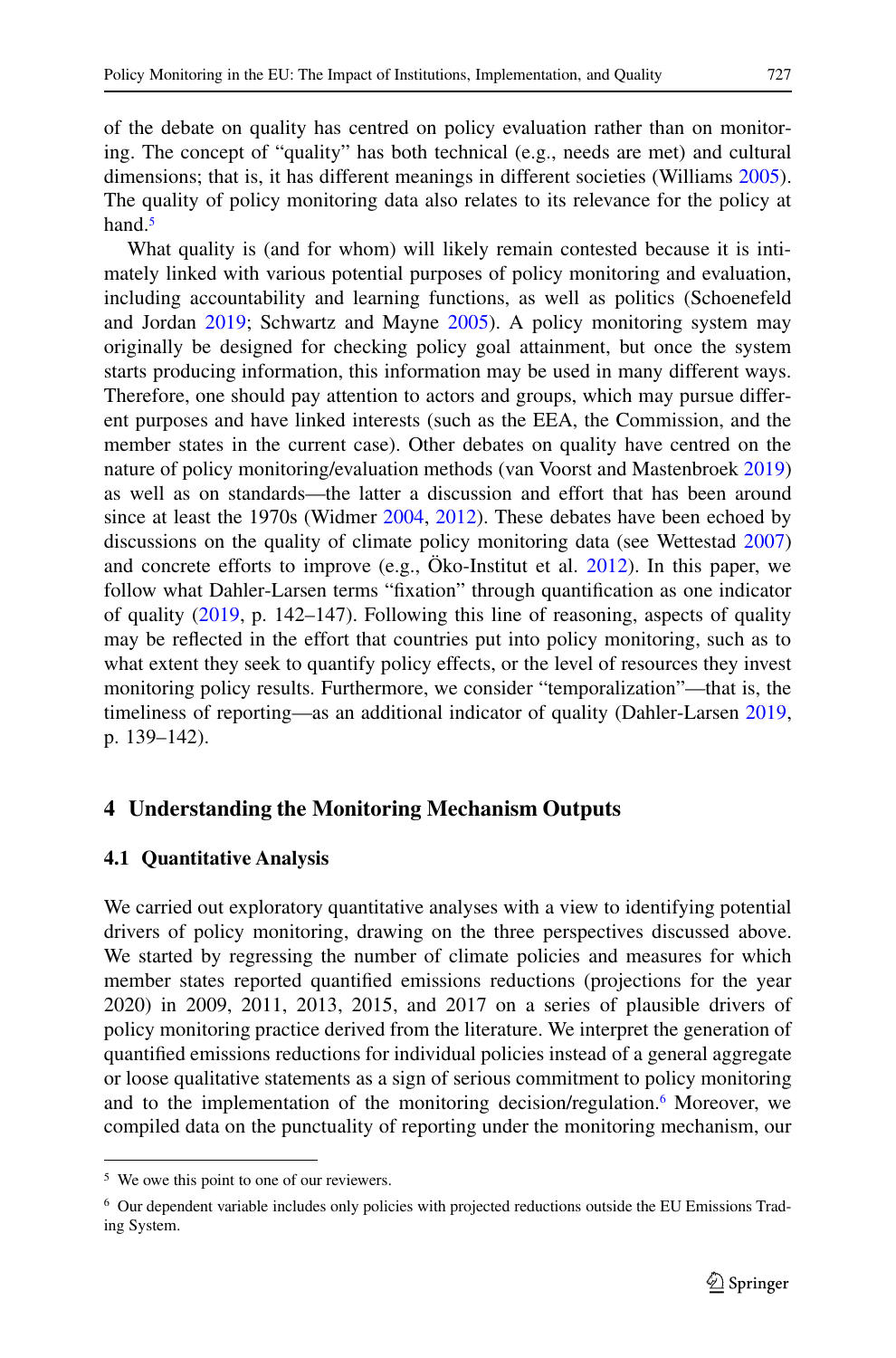of the debate on quality has centred on policy evaluation rather than on monitoring. The concept of "quality" has both technical (e.g., needs are met) and cultural dimensions; that is, it has different meanings in different societies (Williams 2005). The quality of policy monitoring data also relates to its relevance for the policy at hand.[5]

What quality is (and for whom) will likely remain contested because it is intimately linked with various potential purposes of policy monitoring and evaluation, including accountability and learning functions, as well as politics (Schoenefeld and Jordan 2019; Schwartz and Mayne 2005). A policy monitoring system may originally be designed for checking policy goal attainment, but once the system starts producing information, this information may be used in many different ways. Therefore, one should pay attention to actors and groups, which may pursue different purposes and have linked interests (such as the EEA, the Commission, and the member states in the current case). Other debates on quality have centred on the nature of policy monitoring/evaluation methods (van Voorst and Mastenbroek 2019) as well as on standards—the latter a discussion and effort that has been around since at least the 1970s (Widmer 2004, 2012). These debates have been echoed by discussions on the quality of climate policy monitoring data (see Wettestad 2007) and concrete efforts to improve (e.g., Öko-Institut et al. 2012). In this paper, we follow what Dahler-Larsen terms "fixation" through quantification as one indicator of quality (2019, p. 142–147). Following this line of reasoning, aspects of quality may be reflected in the effort that countries put into policy monitoring, such as to what extent they seek to quantify policy effects, or the level of resources they invest monitoring policy results. Furthermore, we consider "temporalization"—that is, the timeliness of reporting—as an additional indicator of quality (Dahler-Larsen 2019, p. 139–142).

## 4 Understanding the Monitoring Mechanism Outputs

### 4.1 Quantitative Analysis

We carried out exploratory quantitative analyses with a view to identifying potential drivers of policy monitoring, drawing on the three perspectives discussed above. We started by regressing the number of climate policies and measures for which member states reported quantified emissions reductions (projections for the year 2020) in 2009, 2011, 2013, 2015, and 2017 on a series of plausible drivers of policy monitoring practice derived from the literature. We interpret the generation of quantified emissions reductions for individual policies instead of a general aggregate or loose qualitative statements as a sign of serious commitment to policy monitoring and to the implementation of the monitoring decision/regulation.[6] Moreover, we compiled data on the punctuality of reporting under the monitoring mechanism, our

[5] We owe this point to one of our reviewers.

[6] Our dependent variable includes only policies with projected reductions outside the EU Emissions Trading System.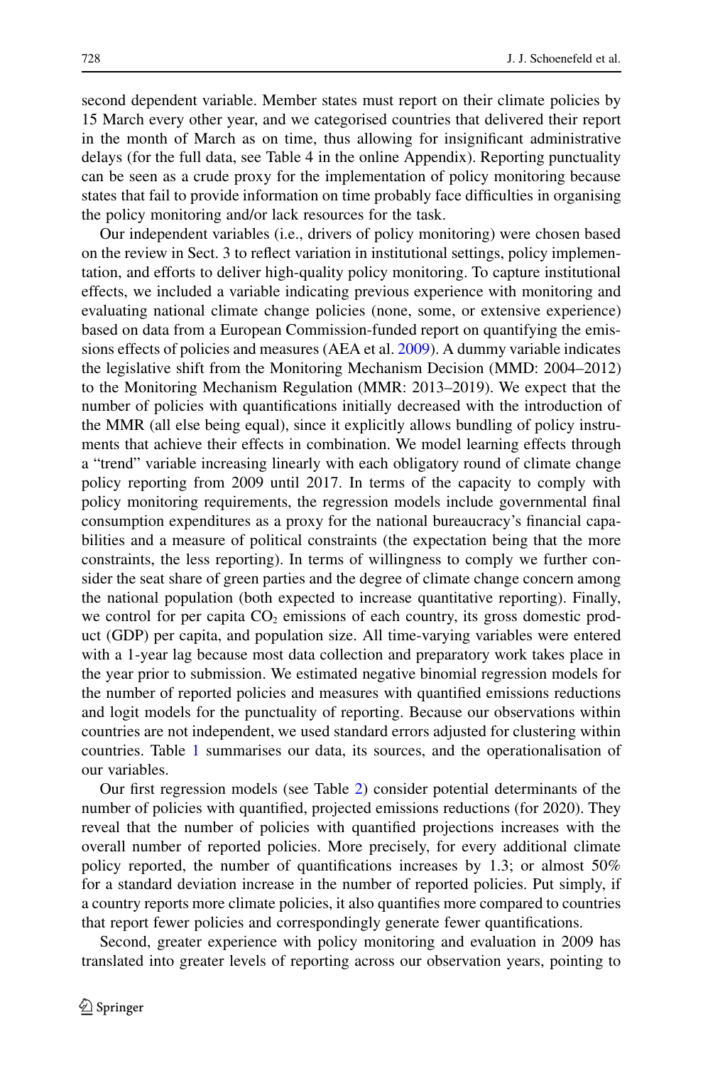second dependent variable. Member states must report on their climate policies by 15 March every other year, and we categorised countries that delivered their report in the month of March as on time, thus allowing for insignificant administrative delays (for the full data, see Table 4 in the online Appendix). Reporting punctuality can be seen as a crude proxy for the implementation of policy monitoring because states that fail to provide information on time probably face difficulties in organising the policy monitoring and/or lack resources for the task.

Our independent variables (i.e., drivers of policy monitoring) were chosen based on the review in Sect. 3 to reflect variation in institutional settings, policy implementation, and efforts to deliver high-quality policy monitoring. To capture institutional effects, we included a variable indicating previous experience with monitoring and evaluating national climate change policies (none, some, or extensive experience) based on data from a European Commission-funded report on quantifying the emissions effects of policies and measures (AEA et al. 2009). A dummy variable indicates the legislative shift from the Monitoring Mechanism Decision (MMD: 2004–2012) to the Monitoring Mechanism Regulation (MMR: 2013–2019). We expect that the number of policies with quantifications initially decreased with the introduction of the MMR (all else being equal), since it explicitly allows bundling of policy instruments that achieve their effects in combination. We model learning effects through a "trend" variable increasing linearly with each obligatory round of climate change policy reporting from 2009 until 2017. In terms of the capacity to comply with policy monitoring requirements, the regression models include governmental final consumption expenditures as a proxy for the national bureaucracy's financial capabilities and a measure of political constraints (the expectation being that the more constraints, the less reporting). In terms of willingness to comply we further consider the seat share of green parties and the degree of climate change concern among the national population (both expected to increase quantitative reporting). Finally, we control for per capita $CO_2$ emissions of each country, its gross domestic product (GDP) per capita, and population size. All time-varying variables were entered with a 1-year lag because most data collection and preparatory work takes place in the year prior to submission. We estimated negative binomial regression models for the number of reported policies and measures with quantified emissions reductions and logit models for the punctuality of reporting. Because our observations within countries are not independent, we used standard errors adjusted for clustering within countries. Table 1 summarises our data, its sources, and the operationalisation of our variables.

Our first regression models (see Table 2) consider potential determinants of the number of policies with quantified, projected emissions reductions (for 2020). They reveal that the number of policies with quantified projections increases with the overall number of reported policies. More precisely, for every additional climate policy reported, the number of quantifications increases by 1.3; or almost 50% for a standard deviation increase in the number of reported policies. Put simply, if a country reports more climate policies, it also quantifies more compared to countries that report fewer policies and correspondingly generate fewer quantifications.

Second, greater experience with policy monitoring and evaluation in 2009 has translated into greater levels of reporting across our observation years, pointing to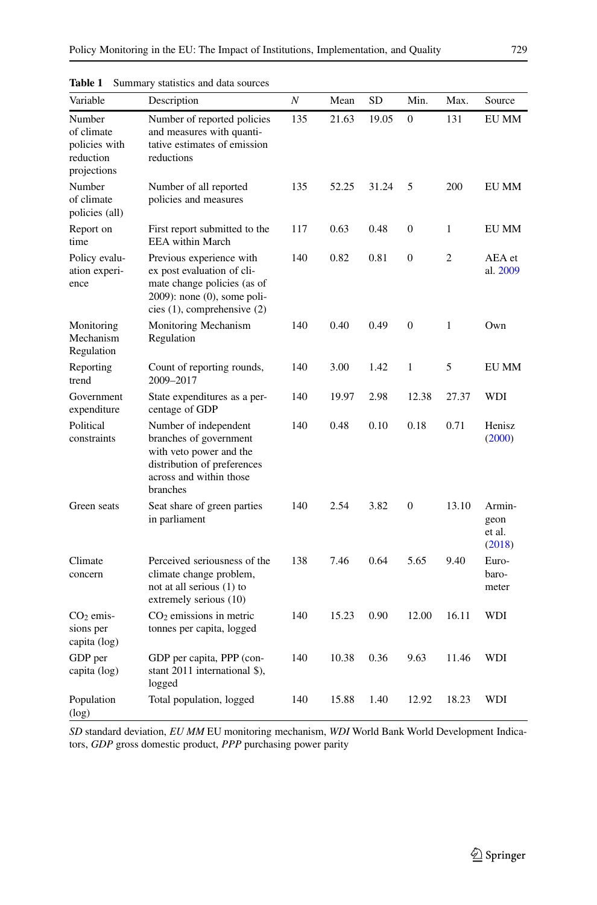**Table 1** Summary statistics and data sources

| Variable | Description | N | Mean | SD | Min. | Max. | Source |
|---|---|---|---|---|---|---|---|
| Number of climate policies with reduction projections | Number of reported policies and measures with quantitative estimates of emission reductions | 135 | 21.63 | 19.05 | 0 | 131 | EU MM |
| Number of climate policies (all) | Number of all reported policies and measures | 135 | 52.25 | 31.24 | 5 | 200 | EU MM |
| Report on time | First report submitted to the EEA within March | 117 | 0.63 | 0.48 | 0 | 1 | EU MM |
| Policy evaluation experience | Previous experience with ex post evaluation of climate change policies (as of 2009): none (0), some policies (1), comprehensive (2) | 140 | 0.82 | 0.81 | 0 | 2 | AEA et al. 2009 |
| Monitoring Mechanism Regulation | Monitoring Mechanism Regulation | 140 | 0.40 | 0.49 | 0 | 1 | Own |
| Reporting trend | Count of reporting rounds, 2009–2017 | 140 | 3.00 | 1.42 | 1 | 5 | EU MM |
| Government expenditure | State expenditures as a percentage of GDP | 140 | 19.97 | 2.98 | 12.38 | 27.37 | WDI |
| Political constraints | Number of independent branches of government with veto power and the distribution of preferences across and within those branches | 140 | 0.48 | 0.10 | 0.18 | 0.71 | Henisz (2000) |
| Green seats | Seat share of green parties in parliament | 140 | 2.54 | 3.82 | 0 | 13.10 | Armingeon et al. (2018) |
| Climate concern | Perceived seriousness of the climate change problem, not at all serious (1) to extremely serious (10) | 138 | 7.46 | 0.64 | 5.65 | 9.40 | Eurobarometer |
| $CO_2$ emissions per capita (log) | $CO_2$ emissions in metric tonnes per capita, logged | 140 | 15.23 | 0.90 | 12.00 | 16.11 | WDI |
| GDP per capita (log) | GDP per capita, PPP (constant 2011 international $), logged | 140 | 10.38 | 0.36 | 9.63 | 11.46 | WDI |
| Population (log) | Total population, logged | 140 | 15.88 | 1.40 | 12.92 | 18.23 | WDI |

*SD* standard deviation, *EU MM* EU monitoring mechanism, *WDI* World Bank World Development Indicators, *GDP* gross domestic product, *PPP* purchasing power parity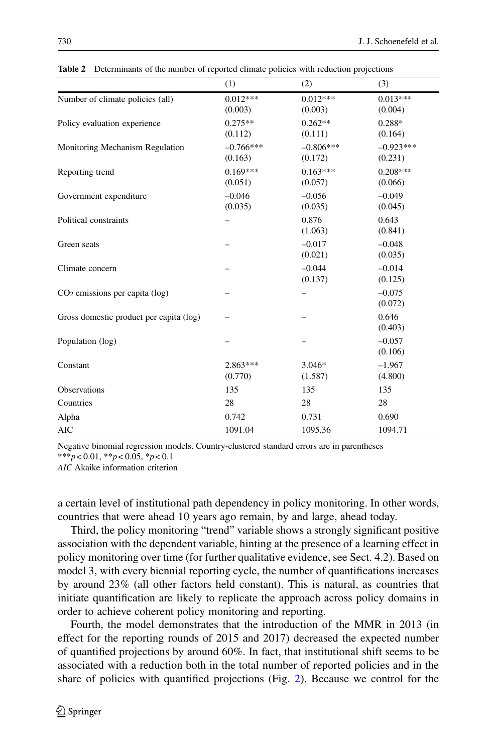**Table 2** Determinants of the number of reported climate policies with reduction projections

| | (1) | (2) | (3) |
|---|---|---|---|
| Number of climate policies (all) | 0.012*** (0.003) | 0.012*** (0.003) | 0.013*** (0.004) |
| Policy evaluation experience | 0.275** (0.112) | 0.262** (0.111) | 0.288* (0.164) |
| Monitoring Mechanism Regulation | –0.766*** (0.163) | –0.806*** (0.172) | –0.923*** (0.231) |
| Reporting trend | 0.169*** (0.051) | 0.163*** (0.057) | 0.208*** (0.066) |
| Government expenditure | –0.046 (0.035) | –0.056 (0.035) | –0.049 (0.045) |
| Political constraints | – | 0.876 (1.063) | 0.643 (0.841) |
| Green seats | – | –0.017 (0.021) | –0.048 (0.035) |
| Climate concern | – | –0.044 (0.137) | –0.014 (0.125) |
| $CO_2$ emissions per capita (log) | – | – | –0.075 (0.072) |
| Gross domestic product per capita (log) | – | – | 0.646 (0.403) |
| Population (log) | – | – | –0.057 (0.106) |
| Constant | 2.863*** (0.770) | 3.046* (1.587) | –1.967 (4.800) |
| Observations | 135 | 135 | 135 |
| Countries | 28 | 28 | 28 |
| Alpha | 0.742 | 0.731 | 0.690 |
| AIC | 1091.04 | 1095.36 | 1094.71 |

Negative binomial regression models. Country-clustered standard errors are in parentheses

***$p < 0.01$, **$p < 0.05$, *$p < 0.1$

*AIC* Akaike information criterion

a certain level of institutional path dependency in policy monitoring. In other words, countries that were ahead 10 years ago remain, by and large, ahead today.

Third, the policy monitoring "trend" variable shows a strongly significant positive association with the dependent variable, hinting at the presence of a learning effect in policy monitoring over time (for further qualitative evidence, see Sect. 4.2). Based on model 3, with every biennial reporting cycle, the number of quantifications increases by around 23% (all other factors held constant). This is natural, as countries that initiate quantification are likely to replicate the approach across policy domains in order to achieve coherent policy monitoring and reporting.

Fourth, the model demonstrates that the introduction of the MMR in 2013 (in effect for the reporting rounds of 2015 and 2017) decreased the expected number of quantified projections by around 60%. In fact, that institutional shift seems to be associated with a reduction both in the total number of reported policies and in the share of policies with quantified projections (Fig. 2). Because we control for the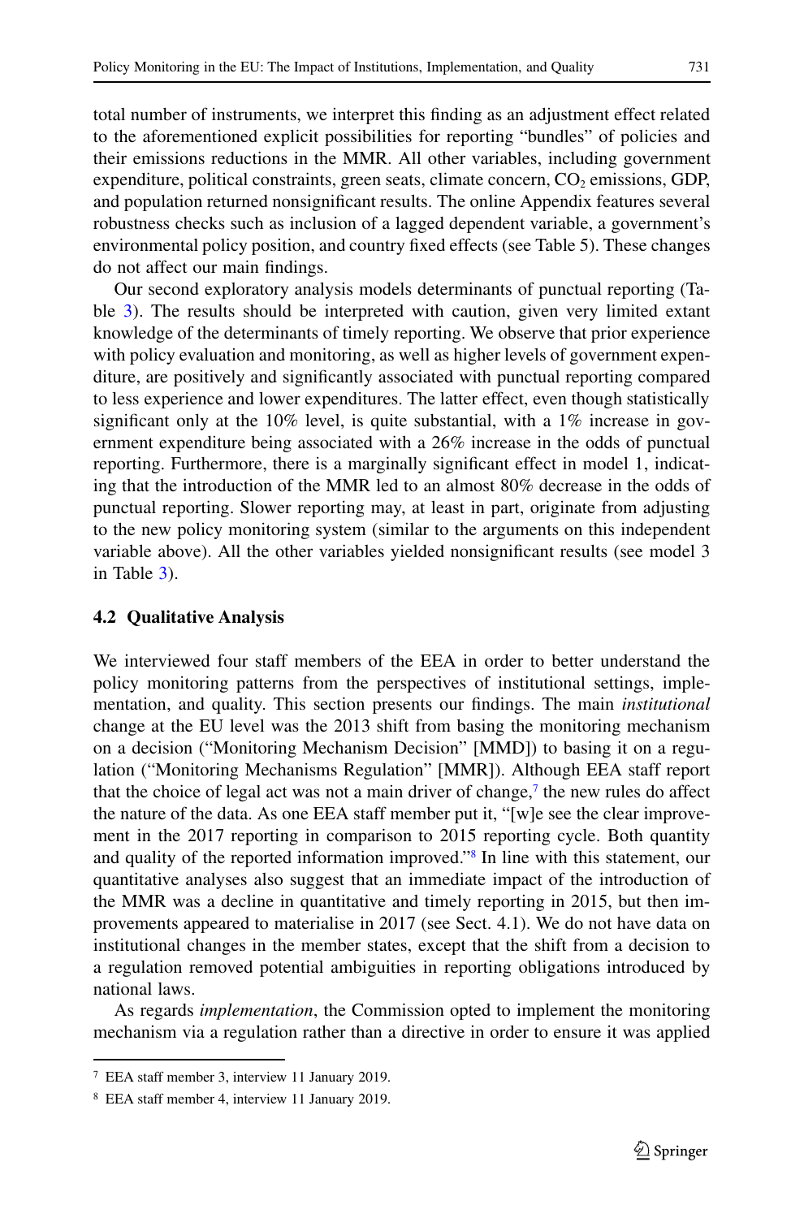total number of instruments, we interpret this finding as an adjustment effect related to the aforementioned explicit possibilities for reporting "bundles" of policies and their emissions reductions in the MMR. All other variables, including government expenditure, political constraints, green seats, climate concern, $CO_2$ emissions, GDP, and population returned nonsignificant results. The online Appendix features several robustness checks such as inclusion of a lagged dependent variable, a government's environmental policy position, and country fixed effects (see Table 5). These changes do not affect our main findings.

Our second exploratory analysis models determinants of punctual reporting (Table 3). The results should be interpreted with caution, given very limited extant knowledge of the determinants of timely reporting. We observe that prior experience with policy evaluation and monitoring, as well as higher levels of government expenditure, are positively and significantly associated with punctual reporting compared to less experience and lower expenditures. The latter effect, even though statistically significant only at the 10% level, is quite substantial, with a 1% increase in government expenditure being associated with a 26% increase in the odds of punctual reporting. Furthermore, there is a marginally significant effect in model 1, indicating that the introduction of the MMR led to an almost 80% decrease in the odds of punctual reporting. Slower reporting may, at least in part, originate from adjusting to the new policy monitoring system (similar to the arguments on this independent variable above). All the other variables yielded nonsignificant results (see model 3 in Table 3).

### 4.2 Qualitative Analysis

We interviewed four staff members of the EEA in order to better understand the policy monitoring patterns from the perspectives of institutional settings, implementation, and quality. This section presents our findings. The main *institutional* change at the EU level was the 2013 shift from basing the monitoring mechanism on a decision ("Monitoring Mechanism Decision" [MMD]) to basing it on a regulation ("Monitoring Mechanisms Regulation" [MMR]). Although EEA staff report that the choice of legal act was not a main driver of change,[7] the new rules do affect the nature of the data. As one EEA staff member put it, "[w]e see the clear improvement in the 2017 reporting in comparison to 2015 reporting cycle. Both quantity and quality of the reported information improved."[8] In line with this statement, our quantitative analyses also suggest that an immediate impact of the introduction of the MMR was a decline in quantitative and timely reporting in 2015, but then improvements appeared to materialise in 2017 (see Sect. 4.1). We do not have data on institutional changes in the member states, except that the shift from a decision to a regulation removed potential ambiguities in reporting obligations introduced by national laws.

As regards *implementation*, the Commission opted to implement the monitoring mechanism via a regulation rather than a directive in order to ensure it was applied

---

[7] EEA staff member 3, interview 11 January 2019.

[8] EEA staff member 4, interview 11 January 2019.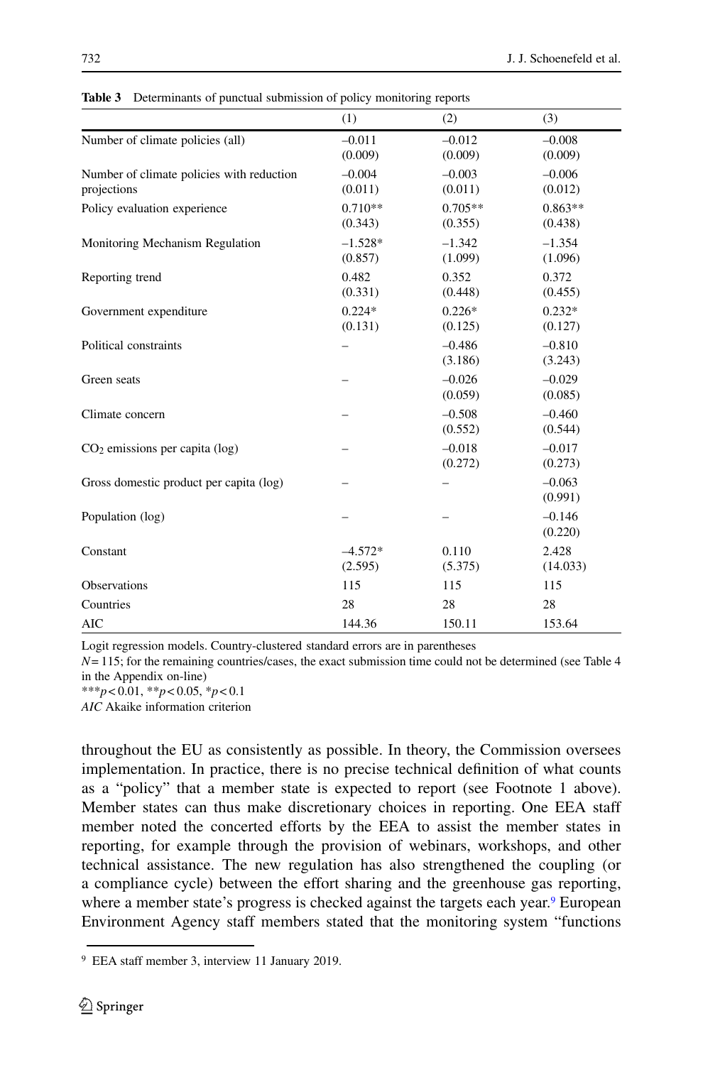**Table 3** Determinants of punctual submission of policy monitoring reports

| | (1) | (2) | (3) |
|---|---|---|---|
| Number of climate policies (all) | –0.011<br>(0.009) | –0.012<br>(0.009) | –0.008<br>(0.009) |
| Number of climate policies with reduction projections | –0.004<br>(0.011) | –0.003<br>(0.011) | –0.006<br>(0.012) |
| Policy evaluation experience | 0.710**<br>(0.343) | 0.705**<br>(0.355) | 0.863**<br>(0.438) |
| Monitoring Mechanism Regulation | –1.528*<br>(0.857) | –1.342<br>(1.099) | –1.354<br>(1.096) |
| Reporting trend | 0.482<br>(0.331) | 0.352<br>(0.448) | 0.372<br>(0.455) |
| Government expenditure | 0.224*<br>(0.131) | 0.226*<br>(0.125) | 0.232*<br>(0.127) |
| Political constraints | – | –0.486<br>(3.186) | –0.810<br>(3.243) |
| Green seats | – | –0.026<br>(0.059) | –0.029<br>(0.085) |
| Climate concern | – | –0.508<br>(0.552) | –0.460<br>(0.544) |
| $CO_2$ emissions per capita (log) | – | –0.018<br>(0.272) | –0.017<br>(0.273) |
| Gross domestic product per capita (log) | – | – | –0.063<br>(0.991) |
| Population (log) | – | – | –0.146<br>(0.220) |
| Constant | –4.572*<br>(2.595) | 0.110<br>(5.375) | 2.428<br>(14.033) |
| Observations | 115 | 115 | 115 |
| Countries | 28 | 28 | 28 |
| AIC | 144.36 | 150.11 | 153.64 |

Logit regression models. Country-clustered standard errors are in parentheses

$N = 115$; for the remaining countries/cases, the exact submission time could not be determined (see Table 4 in the Appendix on-line)

***$p < 0.01$, **$p < 0.05$, *$p < 0.1$

*AIC* Akaike information criterion

throughout the EU as consistently as possible. In theory, the Commission oversees implementation. In practice, there is no precise technical definition of what counts as a "policy" that a member state is expected to report (see Footnote 1 above). Member states can thus make discretionary choices in reporting. One EEA staff member noted the concerted efforts by the EEA to assist the member states in reporting, for example through the provision of webinars, workshops, and other technical assistance. The new regulation has also strengthened the coupling (or a compliance cycle) between the effort sharing and the greenhouse gas reporting, where a member state's progress is checked against the targets each year.[9] European Environment Agency staff members stated that the monitoring system "functions

[9] EEA staff member 3, interview 11 January 2019.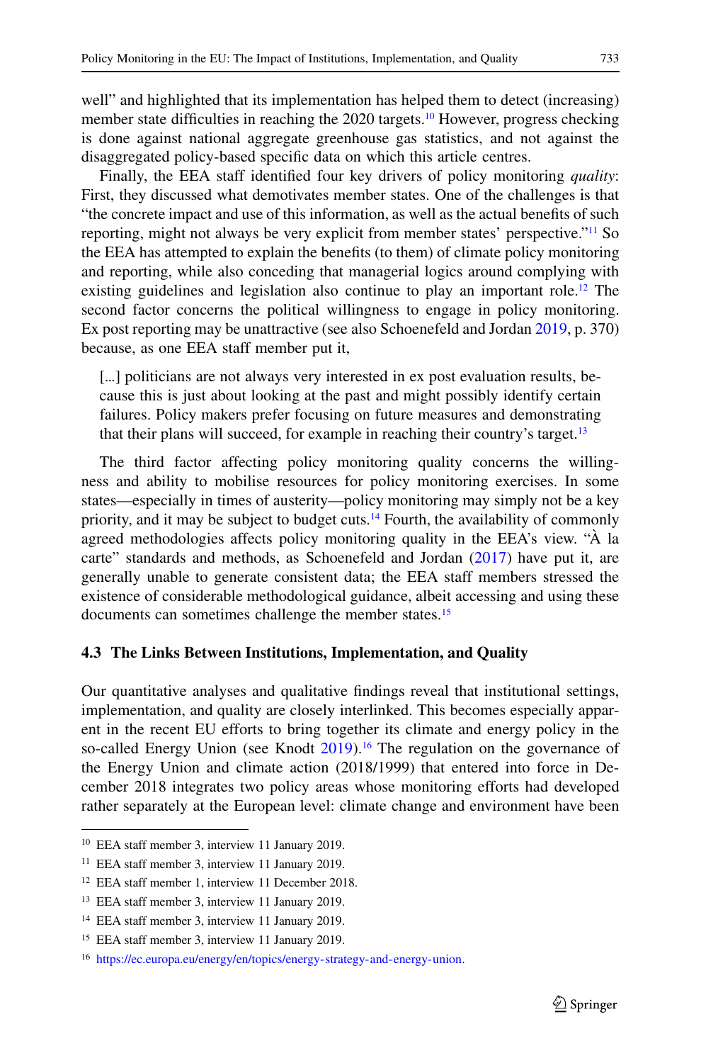well" and highlighted that its implementation has helped them to detect (increasing) member state difficulties in reaching the 2020 targets.[10] However, progress checking is done against national aggregate greenhouse gas statistics, and not against the disaggregated policy-based specific data on which this article centres.

Finally, the EEA staff identified four key drivers of policy monitoring *quality*: First, they discussed what demotivates member states. One of the challenges is that "the concrete impact and use of this information, as well as the actual benefits of such reporting, might not always be very explicit from member states' perspective."[11] So the EEA has attempted to explain the benefits (to them) of climate policy monitoring and reporting, while also conceding that managerial logics around complying with existing guidelines and legislation also continue to play an important role.[12] The second factor concerns the political willingness to engage in policy monitoring. Ex post reporting may be unattractive (see also Schoenefeld and Jordan 2019, p. 370) because, as one EEA staff member put it,

> […] politicians are not always very interested in ex post evaluation results, because this is just about looking at the past and might possibly identify certain failures. Policy makers prefer focusing on future measures and demonstrating that their plans will succeed, for example in reaching their country's target.[13]

The third factor affecting policy monitoring quality concerns the willingness and ability to mobilise resources for policy monitoring exercises. In some states—especially in times of austerity—policy monitoring may simply not be a key priority, and it may be subject to budget cuts.[14] Fourth, the availability of commonly agreed methodologies affects policy monitoring quality in the EEA's view. "À la carte" standards and methods, as Schoenefeld and Jordan (2017) have put it, are generally unable to generate consistent data; the EEA staff members stressed the existence of considerable methodological guidance, albeit accessing and using these documents can sometimes challenge the member states.[15]

### 4.3 The Links Between Institutions, Implementation, and Quality

Our quantitative analyses and qualitative findings reveal that institutional settings, implementation, and quality are closely interlinked. This becomes especially apparent in the recent EU efforts to bring together its climate and energy policy in the so-called Energy Union (see Knodt 2019).[16] The regulation on the governance of the Energy Union and climate action (2018/1999) that entered into force in December 2018 integrates two policy areas whose monitoring efforts had developed rather separately at the European level: climate change and environment have been

---

[10] EEA staff member 3, interview 11 January 2019.

[11] EEA staff member 3, interview 11 January 2019.

[12] EEA staff member 1, interview 11 December 2018.

[13] EEA staff member 3, interview 11 January 2019.

[14] EEA staff member 3, interview 11 January 2019.

[15] EEA staff member 3, interview 11 January 2019.

[16] https://ec.europa.eu/energy/en/topics/energy-strategy-and-energy-union.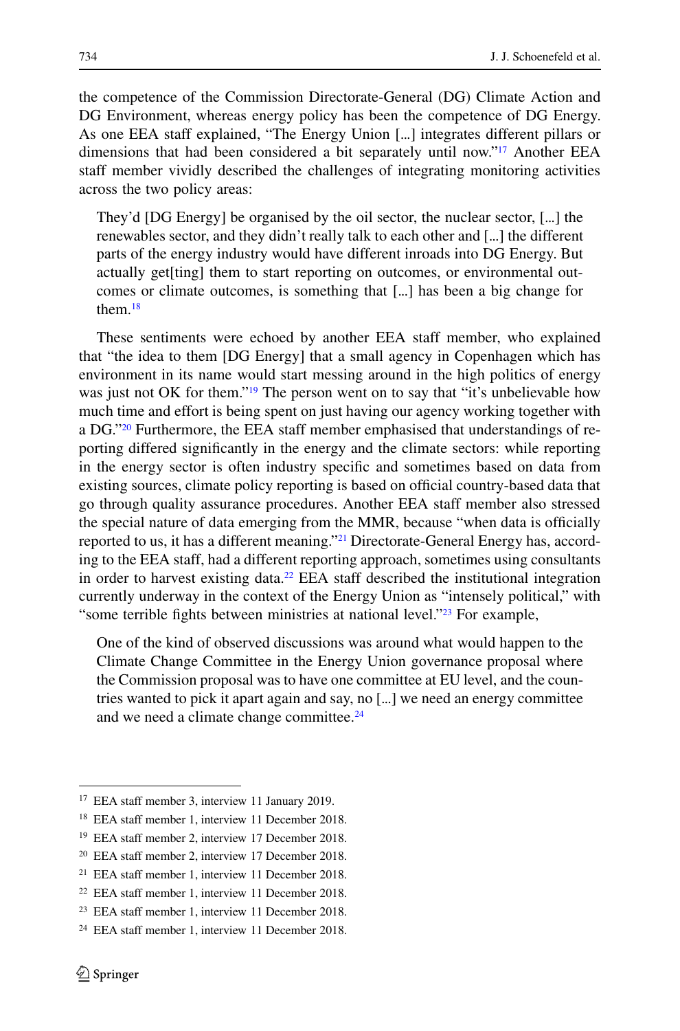the competence of the Commission Directorate-General (DG) Climate Action and DG Environment, whereas energy policy has been the competence of DG Energy. As one EEA staff explained, "The Energy Union […] integrates different pillars or dimensions that had been considered a bit separately until now."[17] Another EEA staff member vividly described the challenges of integrating monitoring activities across the two policy areas:

> They'd [DG Energy] be organised by the oil sector, the nuclear sector, […] the renewables sector, and they didn't really talk to each other and […] the different parts of the energy industry would have different inroads into DG Energy. But actually get[ting] them to start reporting on outcomes, or environmental outcomes or climate outcomes, is something that […] has been a big change for them.[18]

These sentiments were echoed by another EEA staff member, who explained that "the idea to them [DG Energy] that a small agency in Copenhagen which has environment in its name would start messing around in the high politics of energy was just not OK for them."[19] The person went on to say that "it's unbelievable how much time and effort is being spent on just having our agency working together with a DG."[20] Furthermore, the EEA staff member emphasised that understandings of reporting differed significantly in the energy and the climate sectors: while reporting in the energy sector is often industry specific and sometimes based on data from existing sources, climate policy reporting is based on official country-based data that go through quality assurance procedures. Another EEA staff member also stressed the special nature of data emerging from the MMR, because "when data is officially reported to us, it has a different meaning."[21] Directorate-General Energy has, according to the EEA staff, had a different reporting approach, sometimes using consultants in order to harvest existing data.[22] EEA staff described the institutional integration currently underway in the context of the Energy Union as "intensely political," with "some terrible fights between ministries at national level."[23] For example,

> One of the kind of observed discussions was around what would happen to the Climate Change Committee in the Energy Union governance proposal where the Commission proposal was to have one committee at EU level, and the countries wanted to pick it apart again and say, no […] we need an energy committee and we need a climate change committee.[24]

---

[17] EEA staff member 3, interview 11 January 2019.

[18] EEA staff member 1, interview 11 December 2018.

[19] EEA staff member 2, interview 17 December 2018.

[20] EEA staff member 2, interview 17 December 2018.

[21] EEA staff member 1, interview 11 December 2018.

[22] EEA staff member 1, interview 11 December 2018.

[23] EEA staff member 1, interview 11 December 2018.

[24] EEA staff member 1, interview 11 December 2018.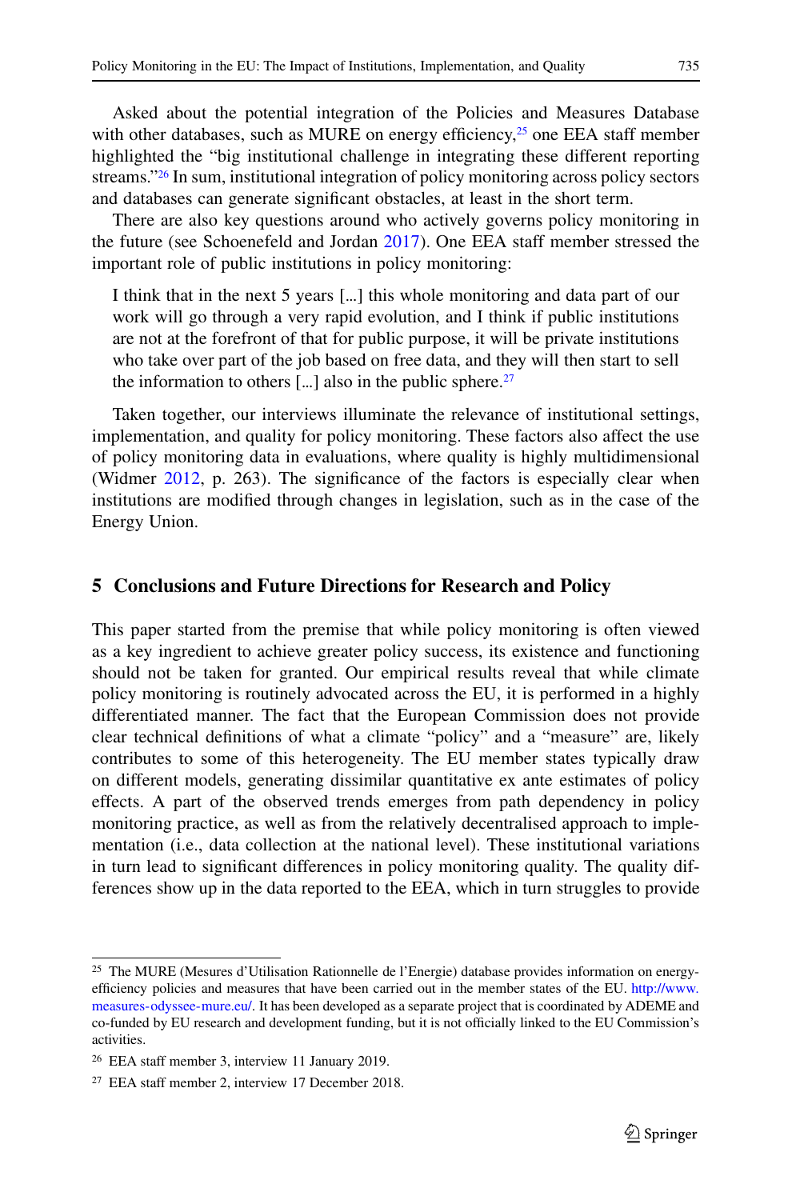Asked about the potential integration of the Policies and Measures Database with other databases, such as MURE on energy efficiency,[25] one EEA staff member highlighted the "big institutional challenge in integrating these different reporting streams."[26] In sum, institutional integration of policy monitoring across policy sectors and databases can generate significant obstacles, at least in the short term.

There are also key questions around who actively governs policy monitoring in the future (see Schoenefeld and Jordan 2017). One EEA staff member stressed the important role of public institutions in policy monitoring:

> I think that in the next 5 years […] this whole monitoring and data part of our work will go through a very rapid evolution, and I think if public institutions are not at the forefront of that for public purpose, it will be private institutions who take over part of the job based on free data, and they will then start to sell the information to others […] also in the public sphere.[27]

Taken together, our interviews illuminate the relevance of institutional settings, implementation, and quality for policy monitoring. These factors also affect the use of policy monitoring data in evaluations, where quality is highly multidimensional (Widmer 2012, p. 263). The significance of the factors is especially clear when institutions are modified through changes in legislation, such as in the case of the Energy Union.

## 5 Conclusions and Future Directions for Research and Policy

This paper started from the premise that while policy monitoring is often viewed as a key ingredient to achieve greater policy success, its existence and functioning should not be taken for granted. Our empirical results reveal that while climate policy monitoring is routinely advocated across the EU, it is performed in a highly differentiated manner. The fact that the European Commission does not provide clear technical definitions of what a climate "policy" and a "measure" are, likely contributes to some of this heterogeneity. The EU member states typically draw on different models, generating dissimilar quantitative ex ante estimates of policy effects. A part of the observed trends emerges from path dependency in policy monitoring practice, as well as from the relatively decentralised approach to implementation (i.e., data collection at the national level). These institutional variations in turn lead to significant differences in policy monitoring quality. The quality differences show up in the data reported to the EEA, which in turn struggles to provide

---

[25] The MURE (Mesures d'Utilisation Rationnelle de l'Energie) database provides information on energy-efficiency policies and measures that have been carried out in the member states of the EU. http://www.measures-odyssee-mure.eu/. It has been developed as a separate project that is coordinated by ADEME and co-funded by EU research and development funding, but it is not officially linked to the EU Commission's activities.

[26] EEA staff member 3, interview 11 January 2019.

[27] EEA staff member 2, interview 17 December 2018.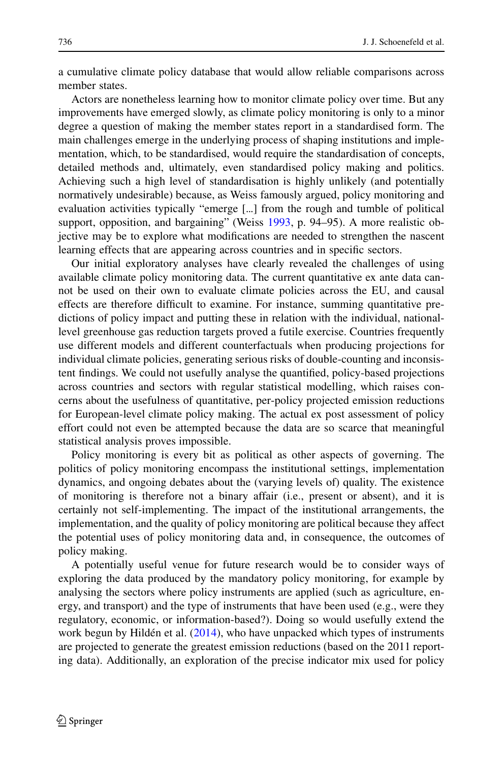a cumulative climate policy database that would allow reliable comparisons across member states.

Actors are nonetheless learning how to monitor climate policy over time. But any improvements have emerged slowly, as climate policy monitoring is only to a minor degree a question of making the member states report in a standardised form. The main challenges emerge in the underlying process of shaping institutions and implementation, which, to be standardised, would require the standardisation of concepts, detailed methods and, ultimately, even standardised policy making and politics. Achieving such a high level of standardisation is highly unlikely (and potentially normatively undesirable) because, as Weiss famously argued, policy monitoring and evaluation activities typically "emerge [...] from the rough and tumble of political support, opposition, and bargaining" (Weiss 1993, p. 94–95). A more realistic objective may be to explore what modifications are needed to strengthen the nascent learning effects that are appearing across countries and in specific sectors.

Our initial exploratory analyses have clearly revealed the challenges of using available climate policy monitoring data. The current quantitative ex ante data cannot be used on their own to evaluate climate policies across the EU, and causal effects are therefore difficult to examine. For instance, summing quantitative predictions of policy impact and putting these in relation with the individual, national-level greenhouse gas reduction targets proved a futile exercise. Countries frequently use different models and different counterfactuals when producing projections for individual climate policies, generating serious risks of double-counting and inconsistent findings. We could not usefully analyse the quantified, policy-based projections across countries and sectors with regular statistical modelling, which raises concerns about the usefulness of quantitative, per-policy projected emission reductions for European-level climate policy making. The actual ex post assessment of policy effort could not even be attempted because the data are so scarce that meaningful statistical analysis proves impossible.

Policy monitoring is every bit as political as other aspects of governing. The politics of policy monitoring encompass the institutional settings, implementation dynamics, and ongoing debates about the (varying levels of) quality. The existence of monitoring is therefore not a binary affair (i.e., present or absent), and it is certainly not self-implementing. The impact of the institutional arrangements, the implementation, and the quality of policy monitoring are political because they affect the potential uses of policy monitoring data and, in consequence, the outcomes of policy making.

A potentially useful venue for future research would be to consider ways of exploring the data produced by the mandatory policy monitoring, for example by analysing the sectors where policy instruments are applied (such as agriculture, energy, and transport) and the type of instruments that have been used (e.g., were they regulatory, economic, or information-based?). Doing so would usefully extend the work begun by Hildén et al. (2014), who have unpacked which types of instruments are projected to generate the greatest emission reductions (based on the 2011 reporting data). Additionally, an exploration of the precise indicator mix used for policy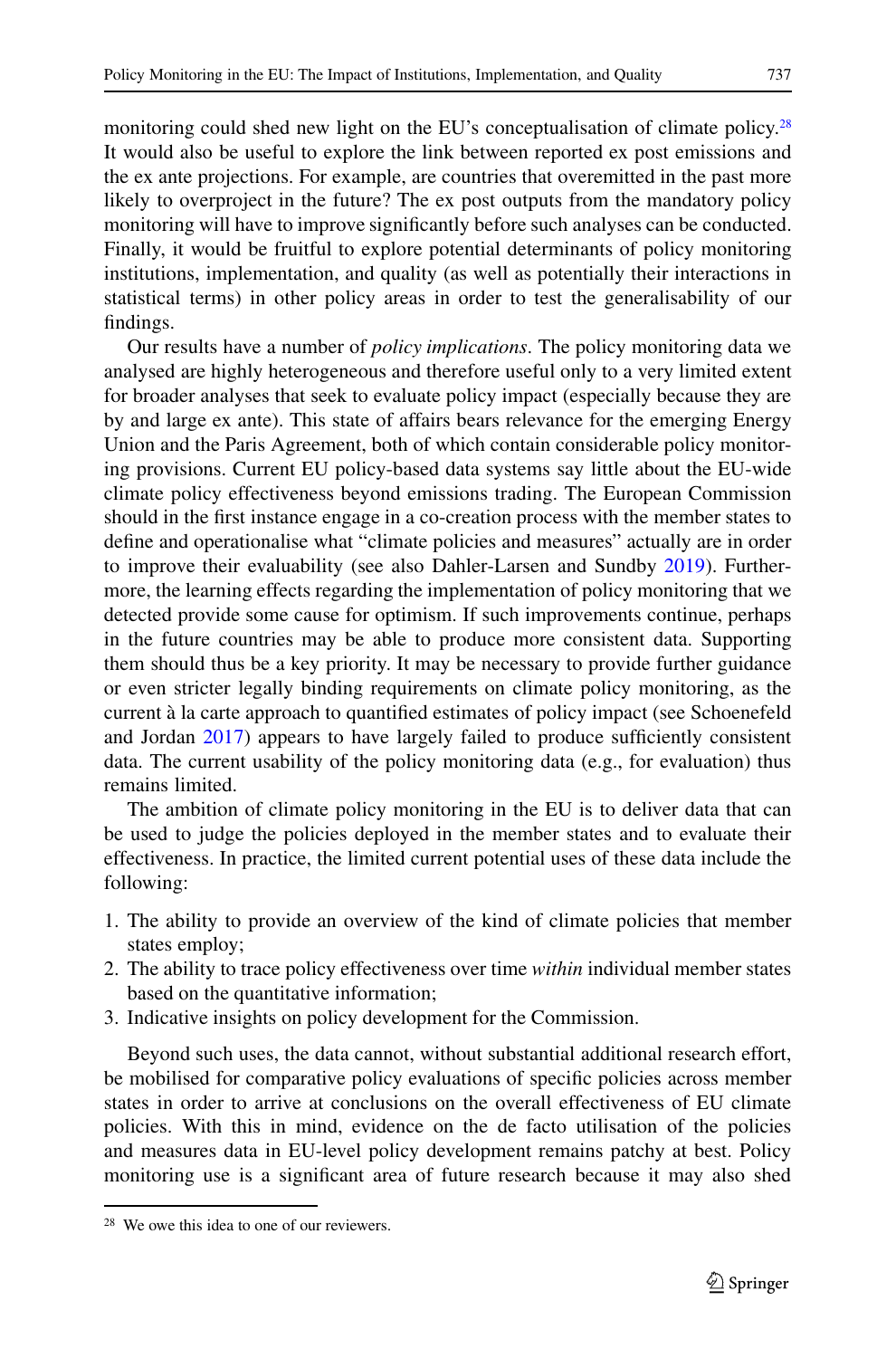monitoring could shed new light on the EU's conceptualisation of climate policy.[28] It would also be useful to explore the link between reported ex post emissions and the ex ante projections. For example, are countries that overemitted in the past more likely to overproject in the future? The ex post outputs from the mandatory policy monitoring will have to improve significantly before such analyses can be conducted. Finally, it would be fruitful to explore potential determinants of policy monitoring institutions, implementation, and quality (as well as potentially their interactions in statistical terms) in other policy areas in order to test the generalisability of our findings.

Our results have a number of *policy implications*. The policy monitoring data we analysed are highly heterogeneous and therefore useful only to a very limited extent for broader analyses that seek to evaluate policy impact (especially because they are by and large ex ante). This state of affairs bears relevance for the emerging Energy Union and the Paris Agreement, both of which contain considerable policy monitoring provisions. Current EU policy-based data systems say little about the EU-wide climate policy effectiveness beyond emissions trading. The European Commission should in the first instance engage in a co-creation process with the member states to define and operationalise what "climate policies and measures" actually are in order to improve their evaluability (see also Dahler-Larsen and Sundby 2019). Furthermore, the learning effects regarding the implementation of policy monitoring that we detected provide some cause for optimism. If such improvements continue, perhaps in the future countries may be able to produce more consistent data. Supporting them should thus be a key priority. It may be necessary to provide further guidance or even stricter legally binding requirements on climate policy monitoring, as the current à la carte approach to quantified estimates of policy impact (see Schoenefeld and Jordan 2017) appears to have largely failed to produce sufficiently consistent data. The current usability of the policy monitoring data (e.g., for evaluation) thus remains limited.

The ambition of climate policy monitoring in the EU is to deliver data that can be used to judge the policies deployed in the member states and to evaluate their effectiveness. In practice, the limited current potential uses of these data include the following:

1. The ability to provide an overview of the kind of climate policies that member states employ;
2. The ability to trace policy effectiveness over time *within* individual member states based on the quantitative information;
3. Indicative insights on policy development for the Commission.

Beyond such uses, the data cannot, without substantial additional research effort, be mobilised for comparative policy evaluations of specific policies across member states in order to arrive at conclusions on the overall effectiveness of EU climate policies. With this in mind, evidence on the de facto utilisation of the policies and measures data in EU-level policy development remains patchy at best. Policy monitoring use is a significant area of future research because it may also shed

[28] We owe this idea to one of our reviewers.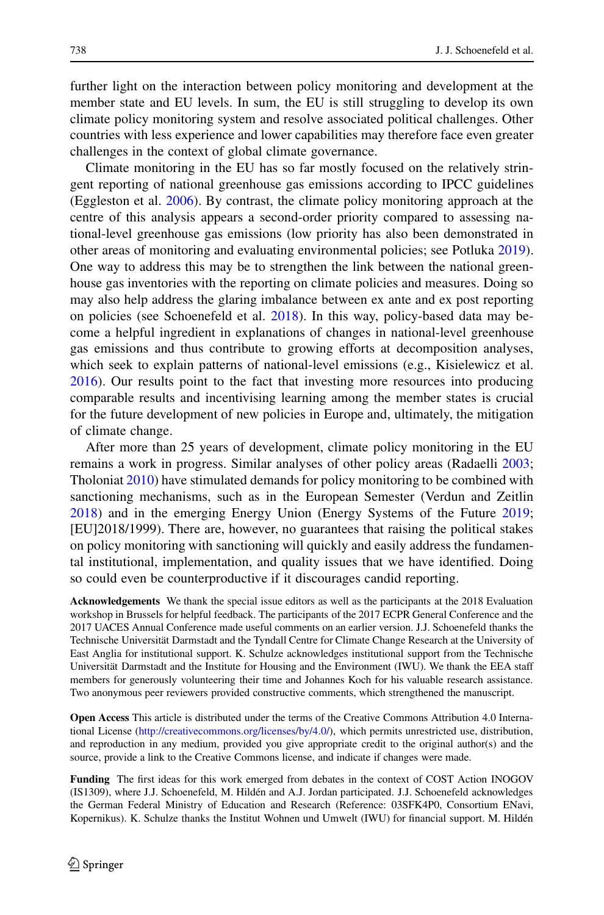further light on the interaction between policy monitoring and development at the member state and EU levels. In sum, the EU is still struggling to develop its own climate policy monitoring system and resolve associated political challenges. Other countries with less experience and lower capabilities may therefore face even greater challenges in the context of global climate governance.

Climate monitoring in the EU has so far mostly focused on the relatively stringent reporting of national greenhouse gas emissions according to IPCC guidelines (Eggleston et al. 2006). By contrast, the climate policy monitoring approach at the centre of this analysis appears a second-order priority compared to assessing national-level greenhouse gas emissions (low priority has also been demonstrated in other areas of monitoring and evaluating environmental policies; see Potluka 2019). One way to address this may be to strengthen the link between the national greenhouse gas inventories with the reporting on climate policies and measures. Doing so may also help address the glaring imbalance between ex ante and ex post reporting on policies (see Schoenefeld et al. 2018). In this way, policy-based data may become a helpful ingredient in explanations of changes in national-level greenhouse gas emissions and thus contribute to growing efforts at decomposition analyses, which seek to explain patterns of national-level emissions (e.g., Kisielewicz et al. 2016). Our results point to the fact that investing more resources into producing comparable results and incentivising learning among the member states is crucial for the future development of new policies in Europe and, ultimately, the mitigation of climate change.

After more than 25 years of development, climate policy monitoring in the EU remains a work in progress. Similar analyses of other policy areas (Radaelli 2003; Tholoniat 2010) have stimulated demands for policy monitoring to be combined with sanctioning mechanisms, such as in the European Semester (Verdun and Zeitlin 2018) and in the emerging Energy Union (Energy Systems of the Future 2019; [EU]2018/1999). There are, however, no guarantees that raising the political stakes on policy monitoring with sanctioning will quickly and easily address the fundamental institutional, implementation, and quality issues that we have identified. Doing so could even be counterproductive if it discourages candid reporting.

**Acknowledgements** We thank the special issue editors as well as the participants at the 2018 Evaluation workshop in Brussels for helpful feedback. The participants of the 2017 ECPR General Conference and the 2017 UACES Annual Conference made useful comments on an earlier version. J.J. Schoenefeld thanks the Technische Universität Darmstadt and the Tyndall Centre for Climate Change Research at the University of East Anglia for institutional support. K. Schulze acknowledges institutional support from the Technische Universität Darmstadt and the Institute for Housing and the Environment (IWU). We thank the EEA staff members for generously volunteering their time and Johannes Koch for his valuable research assistance. Two anonymous peer reviewers provided constructive comments, which strengthened the manuscript.

**Open Access** This article is distributed under the terms of the Creative Commons Attribution 4.0 International License (http://creativecommons.org/licenses/by/4.0/), which permits unrestricted use, distribution, and reproduction in any medium, provided you give appropriate credit to the original author(s) and the source, provide a link to the Creative Commons license, and indicate if changes were made.

**Funding** The first ideas for this work emerged from debates in the context of COST Action INOGOV (IS1309), where J.J. Schoenefeld, M. Hildén and A.J. Jordan participated. J.J. Schoenefeld acknowledges the German Federal Ministry of Education and Research (Reference: 03SFK4P0, Consortium ENavi, Kopernikus). K. Schulze thanks the Institut Wohnen und Umwelt (IWU) for financial support. M. Hildén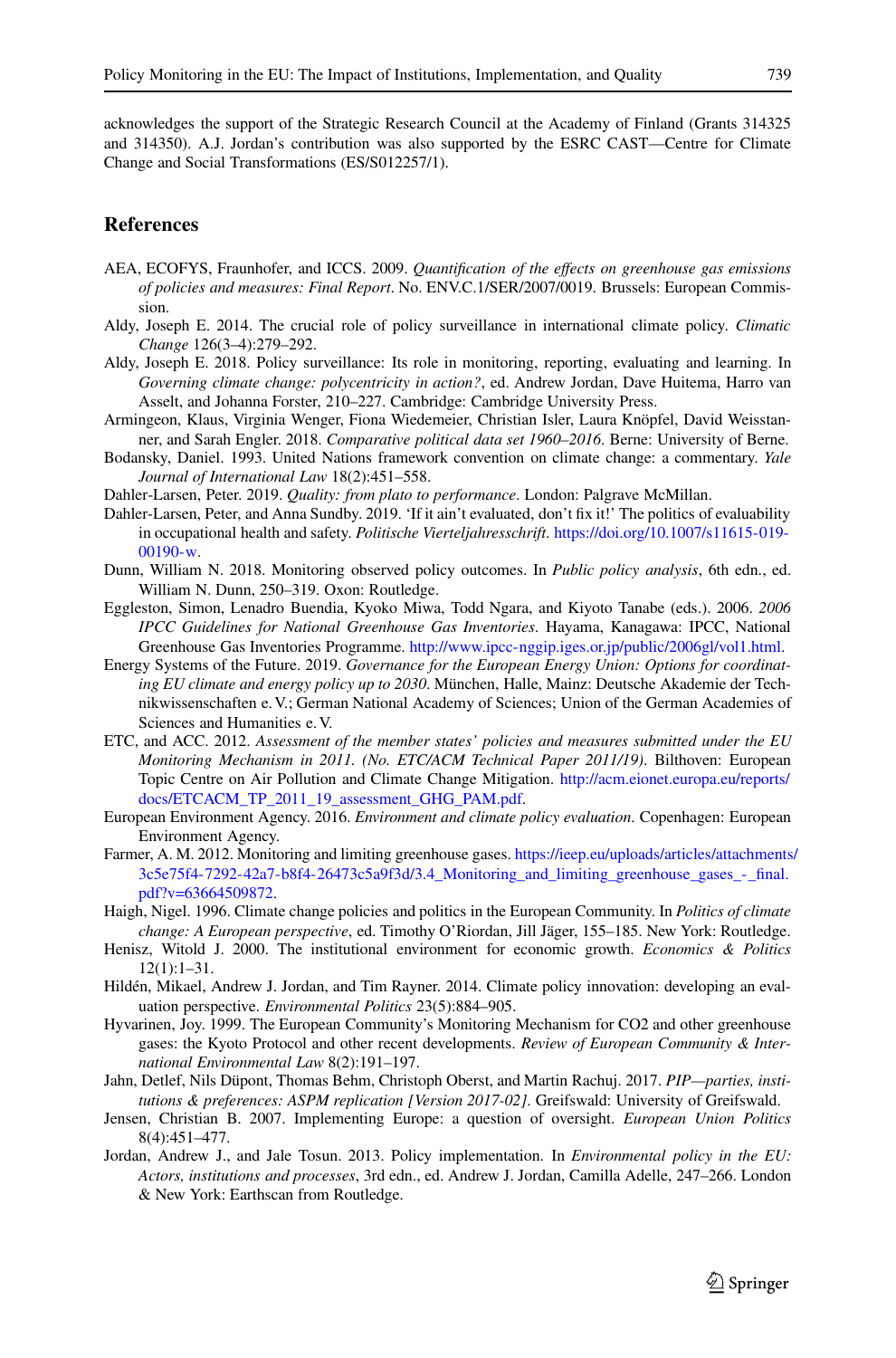acknowledges the support of the Strategic Research Council at the Academy of Finland (Grants 314325 and 314350). A.J. Jordan's contribution was also supported by the ESRC CAST—Centre for Climate Change and Social Transformations (ES/S012257/1).

## References

AEA, ECOFYS, Fraunhofer, and ICCS. 2009. *Quantification of the effects on greenhouse gas emissions of policies and measures: Final Report*. No. ENV.C.1/SER/2007/0019. Brussels: European Commission.

Aldy, Joseph E. 2014. The crucial role of policy surveillance in international climate policy. *Climatic Change* 126(3–4):279–292.

Aldy, Joseph E. 2018. Policy surveillance: Its role in monitoring, reporting, evaluating and learning. In *Governing climate change: polycentricity in action?*, ed. Andrew Jordan, Dave Huitema, Harro van Asselt, and Johanna Forster, 210–227. Cambridge: Cambridge University Press.

Armingeon, Klaus, Virginia Wenger, Fiona Wiedemeier, Christian Isler, Laura Knöpfel, David Weisstanner, and Sarah Engler. 2018. *Comparative political data set 1960–2016*. Berne: University of Berne.

Bodansky, Daniel. 1993. United Nations framework convention on climate change: a commentary. *Yale Journal of International Law* 18(2):451–558.

Dahler-Larsen, Peter. 2019. *Quality: from plato to performance*. London: Palgrave McMillan.

Dahler-Larsen, Peter, and Anna Sundby. 2019. 'If it ain't evaluated, don't fix it!' The politics of evaluability in occupational health and safety. *Politische Vierteljahresschrift*. https://doi.org/10.1007/s11615-019-00190-w.

Dunn, William N. 2018. Monitoring observed policy outcomes. In *Public policy analysis*, 6th edn., ed. William N. Dunn, 250–319. Oxon: Routledge.

Eggleston, Simon, Lenadro Buendia, Kyoko Miwa, Todd Ngara, and Kiyoto Tanabe (eds.). 2006. *2006 IPCC Guidelines for National Greenhouse Gas Inventories*. Hayama, Kanagawa: IPCC, National Greenhouse Gas Inventories Programme. http://www.ipcc-nggip.iges.or.jp/public/2006gl/vol1.html.

Energy Systems of the Future. 2019. *Governance for the European Energy Union: Options for coordinating EU climate and energy policy up to 2030*. München, Halle, Mainz: Deutsche Akademie der Technikwissenschaften e. V.; German National Academy of Sciences; Union of the German Academies of Sciences and Humanities e. V.

ETC, and ACC. 2012. *Assessment of the member states' policies and measures submitted under the EU Monitoring Mechanism in 2011. (No. ETC/ACM Technical Paper 2011/19)*. Bilthoven: European Topic Centre on Air Pollution and Climate Change Mitigation. http://acm.eionet.europa.eu/reports/docs/ETCACM_TP_2011_19_assessment_GHG_PAM.pdf.

European Environment Agency. 2016. *Environment and climate policy evaluation*. Copenhagen: European Environment Agency.

Farmer, A. M. 2012. Monitoring and limiting greenhouse gases. https://ieep.eu/uploads/articles/attachments/3c5e75f4-7292-42a7-b8f4-26473c5a9f3d/3.4_Monitoring_and_limiting_greenhouse_gases_-_final.pdf?v=63664509872.

Haigh, Nigel. 1996. Climate change policies and politics in the European Community. In *Politics of climate change: A European perspective*, ed. Timothy O'Riordan, Jill Jäger, 155–185. New York: Routledge.

Henisz, Witold J. 2000. The institutional environment for economic growth. *Economics & Politics* 12(1):1–31.

Hildén, Mikael, Andrew J. Jordan, and Tim Rayner. 2014. Climate policy innovation: developing an evaluation perspective. *Environmental Politics* 23(5):884–905.

Hyvarinen, Joy. 1999. The European Community's Monitoring Mechanism for CO2 and other greenhouse gases: the Kyoto Protocol and other recent developments. *Review of European Community & International Environmental Law* 8(2):191–197.

Jahn, Detlef, Nils Düpont, Thomas Behm, Christoph Oberst, and Martin Rachuj. 2017. *PIP—parties, institutions & preferences: ASPM replication [Version 2017-02]*. Greifswald: University of Greifswald.

Jensen, Christian B. 2007. Implementing Europe: a question of oversight. *European Union Politics* 8(4):451–477.

Jordan, Andrew J., and Jale Tosun. 2013. Policy implementation. In *Environmental policy in the EU: Actors, institutions and processes*, 3rd edn., ed. Andrew J. Jordan, Camilla Adelle, 247–266. London & New York: Earthscan from Routledge.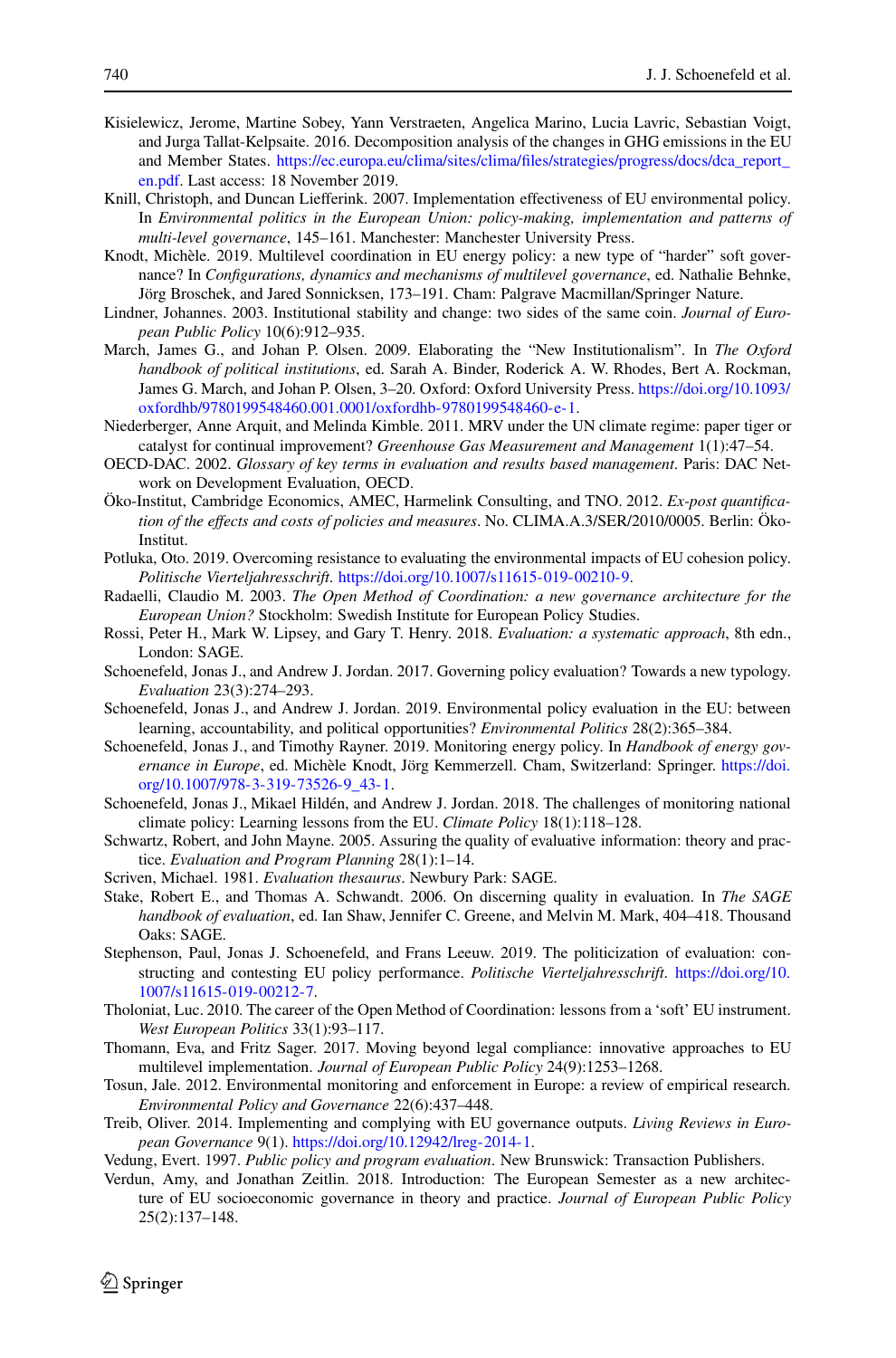Kisielewicz, Jerome, Martine Sobey, Yann Verstraeten, Angelica Marino, Lucia Lavric, Sebastian Voigt, and Jurga Tallat-Kelpsaite. 2016. Decomposition analysis of the changes in GHG emissions in the EU and Member States. https://ec.europa.eu/clima/sites/clima/files/strategies/progress/docs/dca_report_en.pdf. Last access: 18 November 2019.

Knill, Christoph, and Duncan Liefferink. 2007. Implementation effectiveness of EU environmental policy. In *Environmental politics in the European Union: policy-making, implementation and patterns of multi-level governance*, 145–161. Manchester: Manchester University Press.

Knodt, Michèle. 2019. Multilevel coordination in EU energy policy: a new type of "harder" soft governance? In *Configurations, dynamics and mechanisms of multilevel governance*, ed. Nathalie Behnke, Jörg Broschek, and Jared Sonnicksen, 173–191. Cham: Palgrave Macmillan/Springer Nature.

Lindner, Johannes. 2003. Institutional stability and change: two sides of the same coin. *Journal of European Public Policy* 10(6):912–935.

March, James G., and Johan P. Olsen. 2009. Elaborating the "New Institutionalism". In *The Oxford handbook of political institutions*, ed. Sarah A. Binder, Roderick A. W. Rhodes, Bert A. Rockman, James G. March, and Johan P. Olsen, 3–20. Oxford: Oxford University Press. https://doi.org/10.1093/oxfordhb/9780199548460.001.0001/oxfordhb-9780199548460-e-1.

Niederberger, Anne Arquit, and Melinda Kimble. 2011. MRV under the UN climate regime: paper tiger or catalyst for continual improvement? *Greenhouse Gas Measurement and Management* 1(1):47–54.

OECD-DAC. 2002. *Glossary of key terms in evaluation and results based management*. Paris: DAC Network on Development Evaluation, OECD.

Öko-Institut, Cambridge Economics, AMEC, Harmelink Consulting, and TNO. 2012. *Ex-post quantification of the effects and costs of policies and measures*. No. CLIMA.A.3/SER/2010/0005. Berlin: Öko-Institut.

Potluka, Oto. 2019. Overcoming resistance to evaluating the environmental impacts of EU cohesion policy. *Politische Vierteljahresschrift*. https://doi.org/10.1007/s11615-019-00210-9.

Radaelli, Claudio M. 2003. *The Open Method of Coordination: a new governance architecture for the European Union?* Stockholm: Swedish Institute for European Policy Studies.

Rossi, Peter H., Mark W. Lipsey, and Gary T. Henry. 2018. *Evaluation: a systematic approach*, 8th edn., London: SAGE.

Schoenefeld, Jonas J., and Andrew J. Jordan. 2017. Governing policy evaluation? Towards a new typology. *Evaluation* 23(3):274–293.

Schoenefeld, Jonas J., and Andrew J. Jordan. 2019. Environmental policy evaluation in the EU: between learning, accountability, and political opportunities? *Environmental Politics* 28(2):365–384.

Schoenefeld, Jonas J., and Timothy Rayner. 2019. Monitoring energy policy. In *Handbook of energy governance in Europe*, ed. Michèle Knodt, Jörg Kemmerzell. Cham, Switzerland: Springer. https://doi.org/10.1007/978-3-319-73526-9_43-1.

Schoenefeld, Jonas J., Mikael Hildén, and Andrew J. Jordan. 2018. The challenges of monitoring national climate policy: Learning lessons from the EU. *Climate Policy* 18(1):118–128.

Schwartz, Robert, and John Mayne. 2005. Assuring the quality of evaluative information: theory and practice. *Evaluation and Program Planning* 28(1):1–14.

Scriven, Michael. 1981. *Evaluation thesaurus*. Newbury Park: SAGE.

Stake, Robert E., and Thomas A. Schwandt. 2006. On discerning quality in evaluation. In *The SAGE handbook of evaluation*, ed. Ian Shaw, Jennifer C. Greene, and Melvin M. Mark, 404–418. Thousand Oaks: SAGE.

Stephenson, Paul, Jonas J. Schoenefeld, and Frans Leeuw. 2019. The politicization of evaluation: constructing and contesting EU policy performance. *Politische Vierteljahresschrift*. https://doi.org/10.1007/s11615-019-00212-7.

Tholoniat, Luc. 2010. The career of the Open Method of Coordination: lessons from a 'soft' EU instrument. *West European Politics* 33(1):93–117.

Thomann, Eva, and Fritz Sager. 2017. Moving beyond legal compliance: innovative approaches to EU multilevel implementation. *Journal of European Public Policy* 24(9):1253–1268.

Tosun, Jale. 2012. Environmental monitoring and enforcement in Europe: a review of empirical research. *Environmental Policy and Governance* 22(6):437–448.

Treib, Oliver. 2014. Implementing and complying with EU governance outputs. *Living Reviews in European Governance* 9(1). https://doi.org/10.12942/lreg-2014-1.

Vedung, Evert. 1997. *Public policy and program evaluation*. New Brunswick: Transaction Publishers.

Verdun, Amy, and Jonathan Zeitlin. 2018. Introduction: The European Semester as a new architecture of EU socioeconomic governance in theory and practice. *Journal of European Public Policy* 25(2):137–148.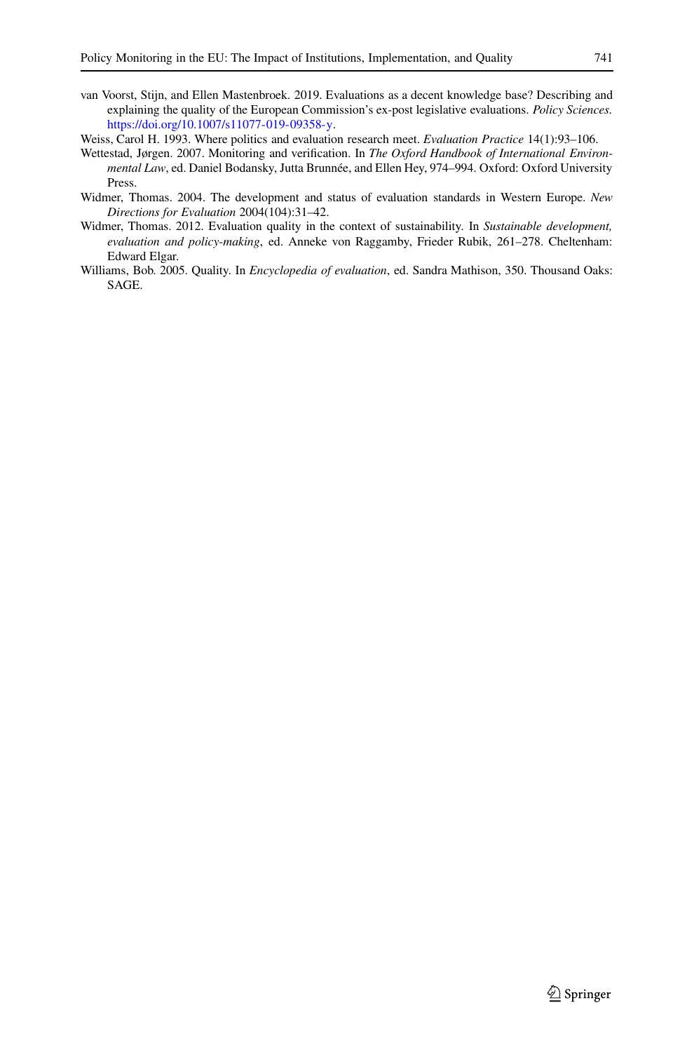van Voorst, Stijn, and Ellen Mastenbroek. 2019. Evaluations as a decent knowledge base? Describing and explaining the quality of the European Commission's ex-post legislative evaluations. *Policy Sciences*. https://doi.org/10.1007/s11077-019-09358-y.

Weiss, Carol H. 1993. Where politics and evaluation research meet. *Evaluation Practice* 14(1):93–106.

Wettestad, Jørgen. 2007. Monitoring and verification. In *The Oxford Handbook of International Environmental Law*, ed. Daniel Bodansky, Jutta Brunnée, and Ellen Hey, 974–994. Oxford: Oxford University Press.

Widmer, Thomas. 2004. The development and status of evaluation standards in Western Europe. *New Directions for Evaluation* 2004(104):31–42.

Widmer, Thomas. 2012. Evaluation quality in the context of sustainability. In *Sustainable development, evaluation and policy-making*, ed. Anneke von Raggamby, Frieder Rubik, 261–278. Cheltenham: Edward Elgar.

Williams, Bob. 2005. Quality. In *Encyclopedia of evaluation*, ed. Sandra Mathison, 350. Thousand Oaks: SAGE.